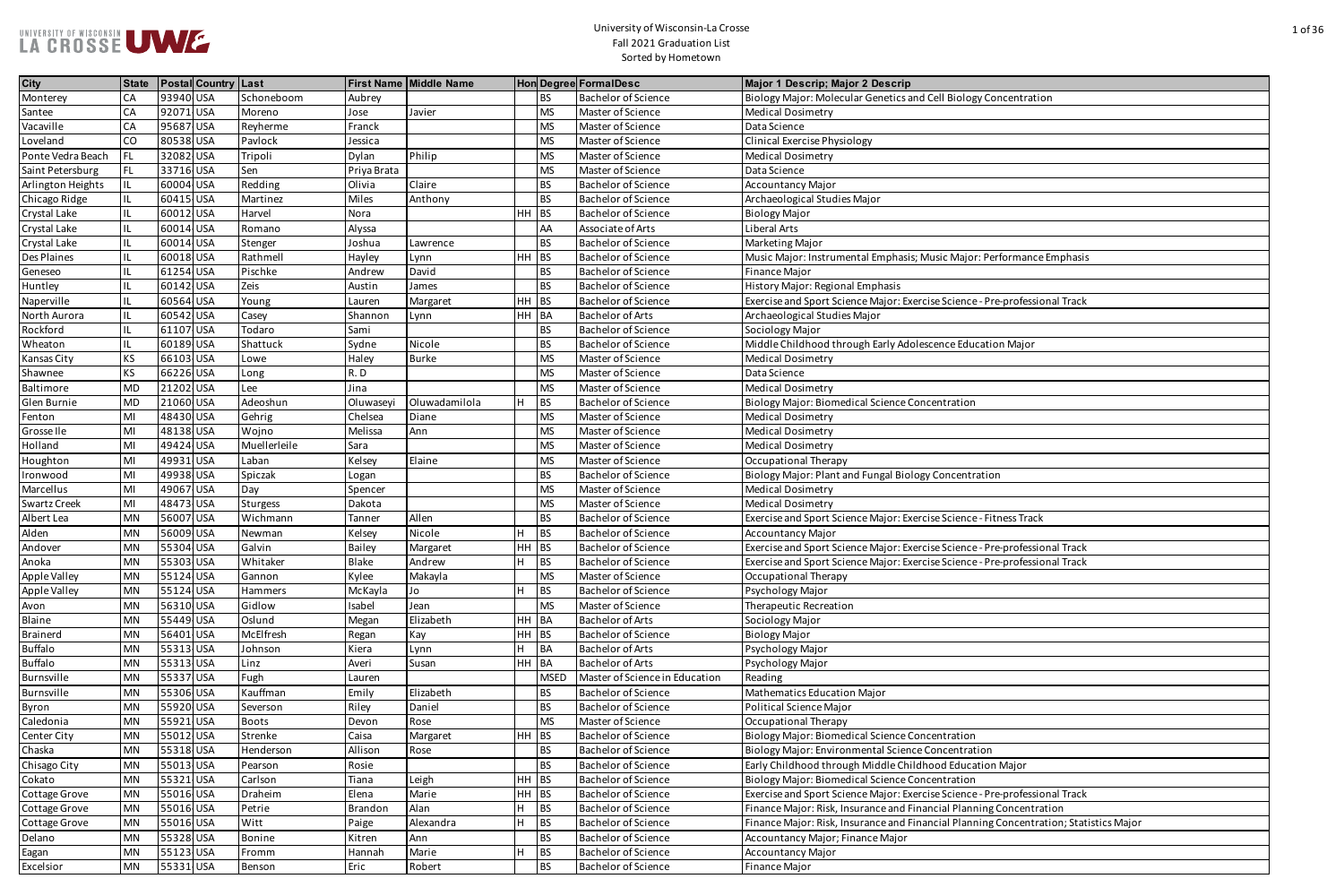# University of Wisconsin-La Crosse
## Fall 2021 Graduation List
### Sorted by Hometown

| City | State | Postal | Country | Last | First Name | Middle Name | Hon | Degree | FormalDesc | Major 1 Descrip; Major 2 Descrip |
|---|---|---|---|---|---|---|---|---|---|---|
| Monterey | CA | 93940 | USA | Schoneboom | Aubrey | | | BS | Bachelor of Science | Biology Major: Molecular Genetics and Cell Biology Concentration |
| Santee | CA | 92071 | USA | Moreno | Jose | Javier | | MS | Master of Science | Medical Dosimetry |
| Vacaville | CA | 95687 | USA | Reyherme | Franck | | | MS | Master of Science | Data Science |
| Loveland | CO | 80538 | USA | Pavlock | Jessica | | | MS | Master of Science | Clinical Exercise Physiology |
| Ponte Vedra Beach | FL | 32082 | USA | Tripoli | Dylan | Philip | | MS | Master of Science | Medical Dosimetry |
| Saint Petersburg | FL | 33716 | USA | Sen | Priya Brata | | | MS | Master of Science | Data Science |
| Arlington Heights | IL | 60004 | USA | Redding | Olivia | Claire | | BS | Bachelor of Science | Accountancy Major |
| Chicago Ridge | IL | 60415 | USA | Martinez | Miles | Anthony | | BS | Bachelor of Science | Archaeological Studies Major |
| Crystal Lake | IL | 60012 | USA | Harvel | Nora | | HH | BS | Bachelor of Science | Biology Major |
| Crystal Lake | IL | 60014 | USA | Romano | Alyssa | | | AA | Associate of Arts | Liberal Arts |
| Crystal Lake | IL | 60014 | USA | Stenger | Joshua | Lawrence | | BS | Bachelor of Science | Marketing Major |
| Des Plaines | IL | 60018 | USA | Rathmell | Hayley | Lynn | HH | BS | Bachelor of Science | Music Major: Instrumental Emphasis; Music Major: Performance Emphasis |
| Geneseo | IL | 61254 | USA | Pischke | Andrew | David | | BS | Bachelor of Science | Finance Major |
| Huntley | IL | 60142 | USA | Zeis | Austin | James | | BS | Bachelor of Science | History Major: Regional Emphasis |
| Naperville | IL | 60564 | USA | Young | Lauren | Margaret | HH | BS | Bachelor of Science | Exercise and Sport Science Major: Exercise Science - Pre-professional Track |
| North Aurora | IL | 60542 | USA | Casey | Shannon | Lynn | HH | BA | Bachelor of Arts | Archaeological Studies Major |
| Rockford | IL | 61107 | USA | Todaro | Sami | | | BS | Bachelor of Science | Sociology Major |
| Wheaton | IL | 60189 | USA | Shattuck | Sydne | Nicole | | BS | Bachelor of Science | Middle Childhood through Early Adolescence Education Major |
| Kansas City | KS | 66103 | USA | Lowe | Haley | Burke | | MS | Master of Science | Medical Dosimetry |
| Shawnee | KS | 66226 | USA | Long | R. D | | | MS | Master of Science | Data Science |
| Baltimore | MD | 21202 | USA | Lee | Jina | | | MS | Master of Science | Medical Dosimetry |
| Glen Burnie | MD | 21060 | USA | Adeoshun | Oluwaseyi | Oluwadamilola | H | BS | Bachelor of Science | Biology Major: Biomedical Science Concentration |
| Fenton | MI | 48430 | USA | Gehrig | Chelsea | Diane | | MS | Master of Science | Medical Dosimetry |
| Grosse Ile | MI | 48138 | USA | Wojno | Melissa | Ann | | MS | Master of Science | Medical Dosimetry |
| Holland | MI | 49424 | USA | Muellerleile | Sara | | | MS | Master of Science | Medical Dosimetry |
| Houghton | MI | 49931 | USA | Laban | Kelsey | Elaine | | MS | Master of Science | Occupational Therapy |
| Ironwood | MI | 49938 | USA | Spiczak | Logan | | | BS | Bachelor of Science | Biology Major: Plant and Fungal Biology Concentration |
| Marcellus | MI | 49067 | USA | Day | Spencer | | | MS | Master of Science | Medical Dosimetry |
| Swartz Creek | MI | 48473 | USA | Sturgess | Dakota | | | MS | Master of Science | Medical Dosimetry |
| Albert Lea | MN | 56007 | USA | Wichmann | Tanner | Allen | | BS | Bachelor of Science | Exercise and Sport Science Major: Exercise Science - Fitness Track |
| Alden | MN | 56009 | USA | Newman | Kelsey | Nicole | H | BS | Bachelor of Science | Accountancy Major |
| Andover | MN | 55304 | USA | Galvin | Bailey | Margaret | HH | BS | Bachelor of Science | Exercise and Sport Science Major: Exercise Science - Pre-professional Track |
| Anoka | MN | 55303 | USA | Whitaker | Blake | Andrew | H | BS | Bachelor of Science | Exercise and Sport Science Major: Exercise Science - Pre-professional Track |
| Apple Valley | MN | 55124 | USA | Gannon | Kylee | Makayla | | MS | Master of Science | Occupational Therapy |
| Apple Valley | MN | 55124 | USA | Hammers | McKayla | Jo | H | BS | Bachelor of Science | Psychology Major |
| Avon | MN | 56310 | USA | Gidlow | Isabel | Jean | | MS | Master of Science | Therapeutic Recreation |
| Blaine | MN | 55449 | USA | Oslund | Megan | Elizabeth | HH | BA | Bachelor of Arts | Sociology Major |
| Brainerd | MN | 56401 | USA | McElfresh | Regan | Kay | HH | BS | Bachelor of Science | Biology Major |
| Buffalo | MN | 55313 | USA | Johnson | Kiera | Lynn | H | BA | Bachelor of Arts | Psychology Major |
| Buffalo | MN | 55313 | USA | Linz | Averi | Susan | HH | BA | Bachelor of Arts | Psychology Major |
| Burnsville | MN | 55337 | USA | Fugh | Lauren | | | MSED | Master of Science in Education | Reading |
| Burnsville | MN | 55306 | USA | Kauffman | Emily | Elizabeth | | BS | Bachelor of Science | Mathematics Education Major |
| Byron | MN | 55920 | USA | Severson | Riley | Daniel | | BS | Bachelor of Science | Political Science Major |
| Caledonia | MN | 55921 | USA | Boots | Devon | Rose | | MS | Master of Science | Occupational Therapy |
| Center City | MN | 55012 | USA | Strenke | Caisa | Margaret | HH | BS | Bachelor of Science | Biology Major: Biomedical Science Concentration |
| Chaska | MN | 55318 | USA | Henderson | Allison | Rose | | BS | Bachelor of Science | Biology Major: Environmental Science Concentration |
| Chisago City | MN | 55013 | USA | Pearson | Rosie | | | BS | Bachelor of Science | Early Childhood through Middle Childhood Education Major |
| Cokato | MN | 55321 | USA | Carlson | Tiana | Leigh | HH | BS | Bachelor of Science | Biology Major: Biomedical Science Concentration |
| Cottage Grove | MN | 55016 | USA | Draheim | Elena | Marie | HH | BS | Bachelor of Science | Exercise and Sport Science Major: Exercise Science - Pre-professional Track |
| Cottage Grove | MN | 55016 | USA | Petrie | Brandon | Alan | H | BS | Bachelor of Science | Finance Major: Risk, Insurance and Financial Planning Concentration |
| Cottage Grove | MN | 55016 | USA | Witt | Paige | Alexandra | H | BS | Bachelor of Science | Finance Major: Risk, Insurance and Financial Planning Concentration; Statistics Major |
| Delano | MN | 55328 | USA | Bonine | Kitren | Ann | | BS | Bachelor of Science | Accountancy Major; Finance Major |
| Eagan | MN | 55123 | USA | Fromm | Hannah | Marie | H | BS | Bachelor of Science | Accountancy Major |
| Excelsior | MN | 55331 | USA | Benson | Eric | Robert | | BS | Bachelor of Science | Finance Major |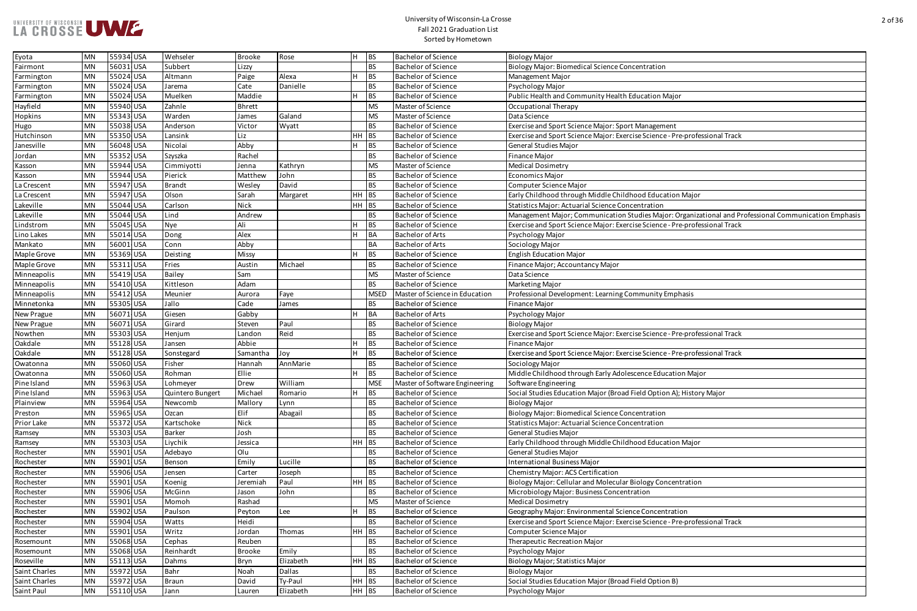| Eyota | MN | 55934 | USA | Wehseler | Brooke | Rose | H | BS | Bachelor of Science | Biology Major |
|---|---|---|---|---|---|---|---|---|---|---|
| Fairmont | MN | 56031 | USA | Subbert | Lizzy | | | BS | Bachelor of Science | Biology Major: Biomedical Science Concentration |
| Farmington | MN | 55024 | USA | Altmann | Paige | Alexa | H | BS | Bachelor of Science | Management Major |
| Farmington | MN | 55024 | USA | Jarema | Cate | Danielle | | BS | Bachelor of Science | Psychology Major |
| Farmington | MN | 55024 | USA | Muelken | Maddie | | H | BS | Bachelor of Science | Public Health and Community Health Education Major |
| Hayfield | MN | 55940 | USA | Zahnle | Bhrett | | | MS | Master of Science | Occupational Therapy |
| Hopkins | MN | 55343 | USA | Warden | James | Galand | | MS | Master of Science | Data Science |
| Hugo | MN | 55038 | USA | Anderson | Victor | Wyatt | | BS | Bachelor of Science | Exercise and Sport Science Major: Sport Management |
| Hutchinson | MN | 55350 | USA | Lansink | Liz | | HH | BS | Bachelor of Science | Exercise and Sport Science Major: Exercise Science - Pre-professional Track |
| Janesville | MN | 56048 | USA | Nicolai | Abby | | H | BS | Bachelor of Science | General Studies Major |
| Jordan | MN | 55352 | USA | Szyszka | Rachel | | | BS | Bachelor of Science | Finance Major |
| Kasson | MN | 55944 | USA | Cimmiyotti | Jenna | Kathryn | | MS | Master of Science | Medical Dosimetry |
| Kasson | MN | 55944 | USA | Pierick | Matthew | John | | BS | Bachelor of Science | Economics Major |
| La Crescent | MN | 55947 | USA | Brandt | Wesley | David | | BS | Bachelor of Science | Computer Science Major |
| La Crescent | MN | 55947 | USA | Olson | Sarah | Margaret | HH | BS | Bachelor of Science | Early Childhood through Middle Childhood Education Major |
| Lakeville | MN | 55044 | USA | Carlson | Nick | | HH | BS | Bachelor of Science | Statistics Major: Actuarial Science Concentration |
| Lakeville | MN | 55044 | USA | Lind | Andrew | | | BS | Bachelor of Science | Management Major; Communication Studies Major: Organizational and Professional Communication Emphasis |
| Lindstrom | MN | 55045 | USA | Nye | Ali | | H | BS | Bachelor of Science | Exercise and Sport Science Major: Exercise Science - Pre-professional Track |
| Lino Lakes | MN | 55014 | USA | Dong | Alex | | H | BA | Bachelor of Arts | Psychology Major |
| Mankato | MN | 56001 | USA | Conn | Abby | | | BA | Bachelor of Arts | Sociology Major |
| Maple Grove | MN | 55369 | USA | Deisting | Missy | | H | BS | Bachelor of Science | English Education Major |
| Maple Grove | MN | 55311 | USA | Fries | Austin | Michael | | BS | Bachelor of Science | Finance Major; Accountancy Major |
| Minneapolis | MN | 55419 | USA | Bailey | Sam | | | MS | Master of Science | Data Science |
| Minneapolis | MN | 55410 | USA | Kittleson | Adam | | | BS | Bachelor of Science | Marketing Major |
| Minneapolis | MN | 55412 | USA | Meunier | Aurora | Faye | | MSED | Master of Science in Education | Professional Development: Learning Community Emphasis |
| Minnetonka | MN | 55305 | USA | Jallo | Cade | James | | BS | Bachelor of Science | Finance Major |
| New Prague | MN | 56071 | USA | Giesen | Gabby | | H | BA | Bachelor of Arts | Psychology Major |
| New Prague | MN | 56071 | USA | Girard | Steven | Paul | | BS | Bachelor of Science | Biology Major |
| Nowthen | MN | 55303 | USA | Henjum | Landon | Reid | | BS | Bachelor of Science | Exercise and Sport Science Major: Exercise Science - Pre-professional Track |
| Oakdale | MN | 55128 | USA | Jansen | Abbie | | H | BS | Bachelor of Science | Finance Major |
| Oakdale | MN | 55128 | USA | Sonstegard | Samantha | Joy | H | BS | Bachelor of Science | Exercise and Sport Science Major: Exercise Science - Pre-professional Track |
| Owatonna | MN | 55060 | USA | Fisher | Hannah | AnnMarie | | BS | Bachelor of Science | Sociology Major |
| Owatonna | MN | 55060 | USA | Rohman | Ellie | | H | BS | Bachelor of Science | Middle Childhood through Early Adolescence Education Major |
| Pine Island | MN | 55963 | USA | Lohmeyer | Drew | William | | MSE | Master of Software Engineering | Software Engineering |
| Pine Island | MN | 55963 | USA | Quintero Bungert | Michael | Romario | H | BS | Bachelor of Science | Social Studies Education Major (Broad Field Option A); History Major |
| Plainview | MN | 55964 | USA | Newcomb | Mallory | Lynn | | BS | Bachelor of Science | Biology Major |
| Preston | MN | 55965 | USA | Ozcan | Elif | Abagail | | BS | Bachelor of Science | Biology Major: Biomedical Science Concentration |
| Prior Lake | MN | 55372 | USA | Kartschoke | Nick | | | BS | Bachelor of Science | Statistics Major: Actuarial Science Concentration |
| Ramsey | MN | 55303 | USA | Barker | Josh | | | BS | Bachelor of Science | General Studies Major |
| Ramsey | MN | 55303 | USA | Liychik | Jessica | | HH | BS | Bachelor of Science | Early Childhood through Middle Childhood Education Major |
| Rochester | MN | 55901 | USA | Adebayo | Olu | | | BS | Bachelor of Science | General Studies Major |
| Rochester | MN | 55901 | USA | Benson | Emily | Lucille | | BS | Bachelor of Science | International Business Major |
| Rochester | MN | 55906 | USA | Jensen | Carter | Joseph | | BS | Bachelor of Science | Chemistry Major: ACS Certification |
| Rochester | MN | 55901 | USA | Koenig | Jeremiah | Paul | HH | BS | Bachelor of Science | Biology Major: Cellular and Molecular Biology Concentration |
| Rochester | MN | 55906 | USA | McGinn | Jason | John | | BS | Bachelor of Science | Microbiology Major: Business Concentration |
| Rochester | MN | 55901 | USA | Momoh | Rashad | | | MS | Master of Science | Medical Dosimetry |
| Rochester | MN | 55902 | USA | Paulson | Peyton | Lee | H | BS | Bachelor of Science | Geography Major: Environmental Science Concentration |
| Rochester | MN | 55904 | USA | Watts | Heidi | | | BS | Bachelor of Science | Exercise and Sport Science Major: Exercise Science - Pre-professional Track |
| Rochester | MN | 55901 | USA | Writz | Jordan | Thomas | HH | BS | Bachelor of Science | Computer Science Major |
| Rosemount | MN | 55068 | USA | Cephas | Reuben | | | BS | Bachelor of Science | Therapeutic Recreation Major |
| Rosemount | MN | 55068 | USA | Reinhardt | Brooke | Emily | | BS | Bachelor of Science | Psychology Major |
| Roseville | MN | 55113 | USA | Dahms | Bryn | Elizabeth | HH | BS | Bachelor of Science | Biology Major; Statistics Major |
| Saint Charles | MN | 55972 | USA | Bahr | Noah | Dallas | | BS | Bachelor of Science | Biology Major |
| Saint Charles | MN | 55972 | USA | Braun | David | Ty-Paul | HH | BS | Bachelor of Science | Social Studies Education Major (Broad Field Option B) |
| Saint Paul | MN | 55110 | USA | Jann | Lauren | Elizabeth | HH | BS | Bachelor of Science | Psychology Major |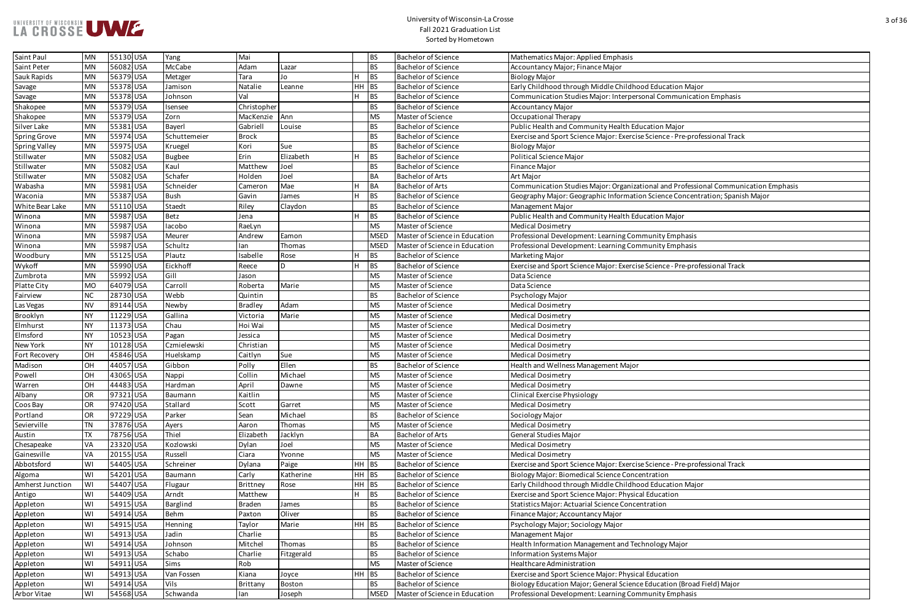| Saint Paul | MN | 55130 | USA | Yang | Mai | | | BS | Bachelor of Science | Mathematics Major: Applied Emphasis |
|---|---|---|---|---|---|---|---|---|---|---|
| Saint Peter | MN | 56082 | USA | McCabe | Adam | Lazar | | BS | Bachelor of Science | Accountancy Major; Finance Major |
| Sauk Rapids | MN | 56379 | USA | Metzger | Tara | Jo | H | BS | Bachelor of Science | Biology Major |
| Savage | MN | 55378 | USA | Jamison | Natalie | Leanne | HH | BS | Bachelor of Science | Early Childhood through Middle Childhood Education Major |
| Savage | MN | 55378 | USA | Johnson | Val | | H | BS | Bachelor of Science | Communication Studies Major: Interpersonal Communication Emphasis |
| Shakopee | MN | 55379 | USA | Isensee | Christopher | | | BS | Bachelor of Science | Accountancy Major |
| Shakopee | MN | 55379 | USA | Zorn | MacKenzie | Ann | | MS | Master of Science | Occupational Therapy |
| Silver Lake | MN | 55381 | USA | Bayerl | Gabriell | Louise | | BS | Bachelor of Science | Public Health and Community Health Education Major |
| Spring Grove | MN | 55974 | USA | Schuttemeier | Brock | | | BS | Bachelor of Science | Exercise and Sport Science Major: Exercise Science - Pre-professional Track |
| Spring Valley | MN | 55975 | USA | Kruegel | Kori | Sue | | BS | Bachelor of Science | Biology Major |
| Stillwater | MN | 55082 | USA | Bugbee | Erin | Elizabeth | H | BS | Bachelor of Science | Political Science Major |
| Stillwater | MN | 55082 | USA | Kaul | Matthew | Joel | | BS | Bachelor of Science | Finance Major |
| Stillwater | MN | 55082 | USA | Schafer | Holden | Joel | | BA | Bachelor of Arts | Art Major |
| Wabasha | MN | 55981 | USA | Schneider | Cameron | Mae | H | BA | Bachelor of Arts | Communication Studies Major: Organizational and Professional Communication Emphasis |
| Waconia | MN | 55387 | USA | Bush | Gavin | James | H | BS | Bachelor of Science | Geography Major: Geographic Information Science Concentration; Spanish Major |
| White Bear Lake | MN | 55110 | USA | Staedt | Riley | Claydon | | BS | Bachelor of Science | Management Major |
| Winona | MN | 55987 | USA | Betz | Jena | | H | BS | Bachelor of Science | Public Health and Community Health Education Major |
| Winona | MN | 55987 | USA | Iacobo | RaeLyn | | | MS | Master of Science | Medical Dosimetry |
| Winona | MN | 55987 | USA | Meurer | Andrew | Eamon | | MSED | Master of Science in Education | Professional Development: Learning Community Emphasis |
| Winona | MN | 55987 | USA | Schultz | Ian | Thomas | | MSED | Master of Science in Education | Professional Development: Learning Community Emphasis |
| Woodbury | MN | 55125 | USA | Plautz | Isabelle | Rose | H | BS | Bachelor of Science | Marketing Major |
| Wykoff | MN | 55990 | USA | Eickhoff | Reece | D | H | BS | Bachelor of Science | Exercise and Sport Science Major: Exercise Science - Pre-professional Track |
| Zumbrota | MN | 55992 | USA | Gill | Jason | | | MS | Master of Science | Data Science |
| Platte City | MO | 64079 | USA | Carroll | Roberta | Marie | | MS | Master of Science | Data Science |
| Fairview | NC | 28730 | USA | Webb | Quintin | | | BS | Bachelor of Science | Psychology Major |
| Las Vegas | NV | 89144 | USA | Newby | Bradley | Adam | | MS | Master of Science | Medical Dosimetry |
| Brooklyn | NY | 11229 | USA | Gallina | Victoria | Marie | | MS | Master of Science | Medical Dosimetry |
| Elmhurst | NY | 11373 | USA | Chau | Hoi Wai | | | MS | Master of Science | Medical Dosimetry |
| Elmsford | NY | 10523 | USA | Pagan | Jessica | | | MS | Master of Science | Medical Dosimetry |
| New York | NY | 10128 | USA | Czmielewski | Christian | | | MS | Master of Science | Medical Dosimetry |
| Fort Recovery | OH | 45846 | USA | Huelskamp | Caitlyn | Sue | | MS | Master of Science | Medical Dosimetry |
| Madison | OH | 44057 | USA | Gibbon | Polly | Ellen | | BS | Bachelor of Science | Health and Wellness Management Major |
| Powell | OH | 43065 | USA | Nappi | Collin | Michael | | MS | Master of Science | Medical Dosimetry |
| Warren | OH | 44483 | USA | Hardman | April | Dawne | | MS | Master of Science | Medical Dosimetry |
| Albany | OR | 97321 | USA | Baumann | Kaitlin | | | MS | Master of Science | Clinical Exercise Physiology |
| Coos Bay | OR | 97420 | USA | Stallard | Scott | Garret | | MS | Master of Science | Medical Dosimetry |
| Portland | OR | 97229 | USA | Parker | Sean | Michael | | BS | Bachelor of Science | Sociology Major |
| Sevierville | TN | 37876 | USA | Ayers | Aaron | Thomas | | MS | Master of Science | Medical Dosimetry |
| Austin | TX | 78756 | USA | Thiel | Elizabeth | Jacklyn | | BA | Bachelor of Arts | General Studies Major |
| Chesapeake | VA | 23320 | USA | Kozlowski | Dylan | Joel | | MS | Master of Science | Medical Dosimetry |
| Gainesville | VA | 20155 | USA | Russell | Ciara | Yvonne | | MS | Master of Science | Medical Dosimetry |
| Abbotsford | WI | 54405 | USA | Schreiner | Dylana | Paige | HH | BS | Bachelor of Science | Exercise and Sport Science Major: Exercise Science - Pre-professional Track |
| Algoma | WI | 54201 | USA | Baumann | Carly | Katherine | HH | BS | Bachelor of Science | Biology Major: Biomedical Science Concentration |
| Amherst Junction | WI | 54407 | USA | Flugaur | Brittney | Rose | HH | BS | Bachelor of Science | Early Childhood through Middle Childhood Education Major |
| Antigo | WI | 54409 | USA | Arndt | Matthew | | H | BS | Bachelor of Science | Exercise and Sport Science Major: Physical Education |
| Appleton | WI | 54915 | USA | Barglind | Braden | James | | BS | Bachelor of Science | Statistics Major: Actuarial Science Concentration |
| Appleton | WI | 54914 | USA | Behm | Paxton | Oliver | | BS | Bachelor of Science | Finance Major; Accountancy Major |
| Appleton | WI | 54915 | USA | Henning | Taylor | Marie | HH | BS | Bachelor of Science | Psychology Major; Sociology Major |
| Appleton | WI | 54913 | USA | Jadin | Charlie | | | BS | Bachelor of Science | Management Major |
| Appleton | WI | 54914 | USA | Johnson | Mitchel | Thomas | | BS | Bachelor of Science | Health Information Management and Technology Major |
| Appleton | WI | 54913 | USA | Schabo | Charlie | Fitzgerald | | BS | Bachelor of Science | Information Systems Major |
| Appleton | WI | 54911 | USA | Sims | Rob | | | MS | Master of Science | Healthcare Administration |
| Appleton | WI | 54913 | USA | Van Fossen | Kiana | Joyce | HH | BS | Bachelor of Science | Exercise and Sport Science Major: Physical Education |
| Appleton | WI | 54914 | USA | Vils | Brittany | Boston | | BS | Bachelor of Science | Biology Education Major; General Science Education (Broad Field) Major |
| Arbor Vitae | WI | 54568 | USA | Schwanda | Ian | Joseph | | MSED | Master of Science in Education | Professional Development: Learning Community Emphasis |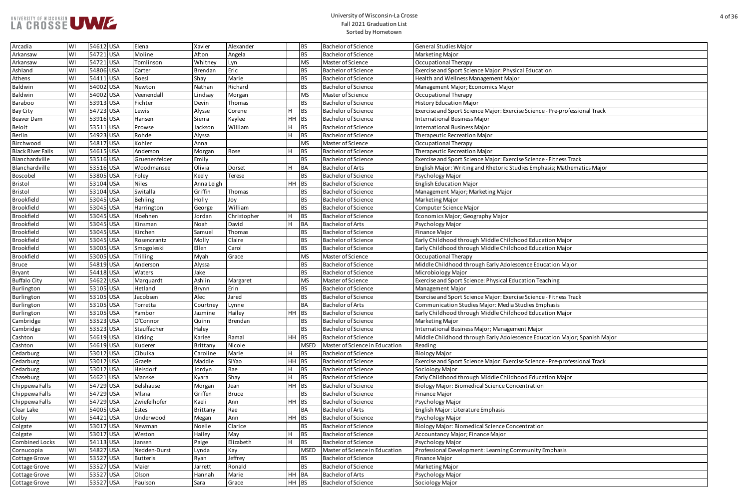University of Wisconsin-La Crosse
Fall 2021 Graduation List
Sorted by Hometown

| | | | | | | | | | | |
|---|---|---|---|---|---|---|---|---|---|---|
| Arcadia | WI | 54612 | USA | Elena | Xavier | Alexander | | BS | Bachelor of Science | General Studies Major |
| Arkansaw | WI | 54721 | USA | Moline | Afton | Angela | | BS | Bachelor of Science | Marketing Major |
| Arkansaw | WI | 54721 | USA | Tomlinson | Whitney | Lyn | | MS | Master of Science | Occupational Therapy |
| Ashland | WI | 54806 | USA | Carter | Brendan | Eric | | BS | Bachelor of Science | Exercise and Sport Science Major: Physical Education |
| Athens | WI | 54411 | USA | Boesl | Shay | Marie | | BS | Bachelor of Science | Health and Wellness Management Major |
| Baldwin | WI | 54002 | USA | Newton | Nathan | Richard | | BS | Bachelor of Science | Management Major; Economics Major |
| Baldwin | WI | 54002 | USA | Veenendall | Lindsay | Morgan | | MS | Master of Science | Occupational Therapy |
| Baraboo | WI | 53913 | USA | Fichter | Devin | Thomas | | BS | Bachelor of Science | History Education Major |
| Bay City | WI | 54723 | USA | Lewis | Alysse | Corene | H | BS | Bachelor of Science | Exercise and Sport Science Major: Exercise Science - Pre-professional Track |
| Beaver Dam | WI | 53916 | USA | Hansen | Sierra | Kaylee | HH | BS | Bachelor of Science | International Business Major |
| Beloit | WI | 53511 | USA | Prowse | Jackson | William | H | BS | Bachelor of Science | International Business Major |
| Berlin | WI | 54923 | USA | Rohde | Alyssa | | H | BS | Bachelor of Science | Therapeutic Recreation Major |
| Birchwood | WI | 54817 | USA | Kohler | Anna | | | MS | Master of Science | Occupational Therapy |
| Black River Falls | WI | 54615 | USA | Anderson | Morgan | Rose | H | BS | Bachelor of Science | Therapeutic Recreation Major |
| Blanchardville | WI | 53516 | USA | Gruenenfelder | Emily | | | BS | Bachelor of Science | Exercise and Sport Science Major: Exercise Science - Fitness Track |
| Blanchardville | WI | 53516 | USA | Woodmansee | Olivia | Dorset | H | BA | Bachelor of Arts | English Major: Writing and Rhetoric Studies Emphasis; Mathematics Major |
| Boscobel | WI | 53805 | USA | Foley | Keely | Terese | | BS | Bachelor of Science | Psychology Major |
| Bristol | WI | 53104 | USA | Niles | Anna Leigh | | HH | BS | Bachelor of Science | English Education Major |
| Bristol | WI | 53104 | USA | Switalla | Griffin | Thomas | | BS | Bachelor of Science | Management Major; Marketing Major |
| Brookfield | WI | 53045 | USA | Behling | Holly | Joy | | BS | Bachelor of Science | Marketing Major |
| Brookfield | WI | 53045 | USA | Harrington | George | William | | BS | Bachelor of Science | Computer Science Major |
| Brookfield | WI | 53045 | USA | Hoehnen | Jordan | Christopher | H | BS | Bachelor of Science | Economics Major; Geography Major |
| Brookfield | WI | 53045 | USA | Kinsman | Noah | David | H | BA | Bachelor of Arts | Psychology Major |
| Brookfield | WI | 53045 | USA | Kirchen | Samuel | Thomas | | BS | Bachelor of Science | Finance Major |
| Brookfield | WI | 53045 | USA | Rosencrantz | Molly | Claire | | BS | Bachelor of Science | Early Childhood through Middle Childhood Education Major |
| Brookfield | WI | 53005 | USA | Smogoleski | Ellen | Carol | | BS | Bachelor of Science | Early Childhood through Middle Childhood Education Major |
| Brookfield | WI | 53005 | USA | Trilling | Myah | Grace | | MS | Master of Science | Occupational Therapy |
| Bruce | WI | 54819 | USA | Anderson | Alyssa | | | BS | Bachelor of Science | Middle Childhood through Early Adolescence Education Major |
| Bryant | WI | 54418 | USA | Waters | Jake | | | BS | Bachelor of Science | Microbiology Major |
| Buffalo City | WI | 54622 | USA | Marquardt | Ashlin | Margaret | | MS | Master of Science | Exercise and Sport Science: Physical Education Teaching |
| Burlington | WI | 53105 | USA | Hetland | Brynn | Erin | | BS | Bachelor of Science | Management Major |
| Burlington | WI | 53105 | USA | Jacobsen | Alec | Jared | | BS | Bachelor of Science | Exercise and Sport Science Major: Exercise Science - Fitness Track |
| Burlington | WI | 53105 | USA | Torretta | Courtney | Lynne | | BA | Bachelor of Arts | Communication Studies Major: Media Studies Emphasis |
| Burlington | WI | 53105 | USA | Yambor | Jazmine | Hailey | HH | BS | Bachelor of Science | Early Childhood through Middle Childhood Education Major |
| Cambridge | WI | 53523 | USA | O'Connor | Quinn | Brendan | | BS | Bachelor of Science | Marketing Major |
| Cambridge | WI | 53523 | USA | Stauffacher | Haley | | | BS | Bachelor of Science | International Business Major; Management Major |
| Cashton | WI | 54619 | USA | Kirking | Karlee | Ramal | HH | BS | Bachelor of Science | Middle Childhood through Early Adolescence Education Major; Spanish Major |
| Cashton | WI | 54619 | USA | Kuderer | Brittany | Nicole | | MSED | Master of Science in Education | Reading |
| Cedarburg | WI | 53012 | USA | Cibulka | Caroline | Marie | H | BS | Bachelor of Science | Biology Major |
| Cedarburg | WI | 53012 | USA | Graefe | Maddie | SiYao | HH | BS | Bachelor of Science | Exercise and Sport Science Major: Exercise Science - Pre-professional Track |
| Cedarburg | WI | 53012 | USA | Heisdorf | Jordyn | Rae | H | BS | Bachelor of Science | Sociology Major |
| Chaseburg | WI | 54621 | USA | Manske | Kyara | Shay | H | BS | Bachelor of Science | Early Childhood through Middle Childhood Education Major |
| Chippewa Falls | WI | 54729 | USA | Belshause | Morgan | Jean | HH | BS | Bachelor of Science | Biology Major: Biomedical Science Concentration |
| Chippewa Falls | WI | 54729 | USA | Mlsna | Griffen | Bruce | | BS | Bachelor of Science | Finance Major |
| Chippewa Falls | WI | 54729 | USA | Zwiefelhofer | Kaeli | Ann | HH | BS | Bachelor of Science | Psychology Major |
| Clear Lake | WI | 54005 | USA | Estes | Brittany | Rae | | BA | Bachelor of Arts | English Major: Literature Emphasis |
| Colby | WI | 54421 | USA | Underwood | Megan | Ann | HH | BS | Bachelor of Science | Psychology Major |
| Colgate | WI | 53017 | USA | Newman | Noelle | Clarice | | BS | Bachelor of Science | Biology Major: Biomedical Science Concentration |
| Colgate | WI | 53017 | USA | Weston | Hailey | May | H | BS | Bachelor of Science | Accountancy Major; Finance Major |
| Combined Locks | WI | 54113 | USA | Jansen | Paige | Elizabeth | H | BS | Bachelor of Science | Psychology Major |
| Cornucopia | WI | 54827 | USA | Nedden-Durst | Lynda | Kay | | MSED | Master of Science in Education | Professional Development: Learning Community Emphasis |
| Cottage Grove | WI | 53527 | USA | Butteris | Ryan | Jeffrey | | BS | Bachelor of Science | Finance Major |
| Cottage Grove | WI | 53527 | USA | Maier | Jarrett | Ronald | | BS | Bachelor of Science | Marketing Major |
| Cottage Grove | WI | 53527 | USA | Olson | Hannah | Marie | HH | BA | Bachelor of Arts | Psychology Major |
| Cottage Grove | WI | 53527 | USA | Paulson | Sara | Grace | HH | BS | Bachelor of Science | Sociology Major |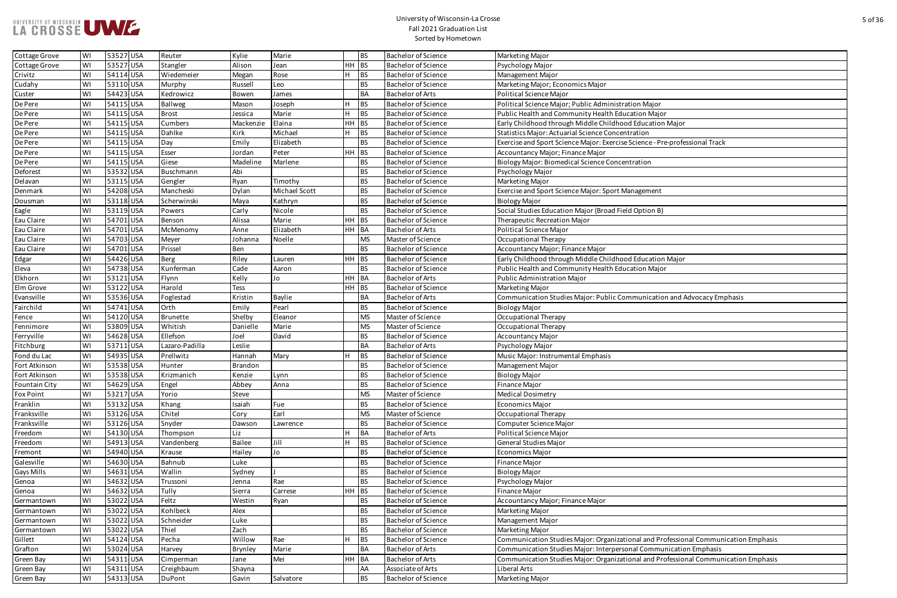# University of Wisconsin-La Crosse
## Fall 2021 Graduation List
### Sorted by Hometown

| | | | | | | | | | | |
|---|---|---|---|---|---|---|---|---|---|---|
| Cottage Grove | WI | 53527 | USA | Reuter | Kylie | Marie | | BS | Bachelor of Science | Marketing Major |
| Cottage Grove | WI | 53527 | USA | Stangler | Alison | Jean | HH | BS | Bachelor of Science | Psychology Major |
| Crivitz | WI | 54114 | USA | Wiedemeier | Megan | Rose | H | BS | Bachelor of Science | Management Major |
| Cudahy | WI | 53110 | USA | Murphy | Russell | Leo | | BS | Bachelor of Science | Marketing Major; Economics Major |
| Custer | WI | 54423 | USA | Kedrowicz | Bowen | James | | BA | Bachelor of Arts | Political Science Major |
| De Pere | WI | 54115 | USA | Ballweg | Mason | Joseph | H | BS | Bachelor of Science | Political Science Major; Public Administration Major |
| De Pere | WI | 54115 | USA | Brost | Jessica | Marie | H | BS | Bachelor of Science | Public Health and Community Health Education Major |
| De Pere | WI | 54115 | USA | Cumbers | Mackenzie | Elaina | HH | BS | Bachelor of Science | Early Childhood through Middle Childhood Education Major |
| De Pere | WI | 54115 | USA | Dahlke | Kirk | Michael | H | BS | Bachelor of Science | Statistics Major: Actuarial Science Concentration |
| De Pere | WI | 54115 | USA | Day | Emily | Elizabeth | | BS | Bachelor of Science | Exercise and Sport Science Major: Exercise Science - Pre-professional Track |
| De Pere | WI | 54115 | USA | Esser | Jordan | Peter | HH | BS | Bachelor of Science | Accountancy Major; Finance Major |
| De Pere | WI | 54115 | USA | Giese | Madeline | Marlene | | BS | Bachelor of Science | Biology Major: Biomedical Science Concentration |
| Deforest | WI | 53532 | USA | Buschmann | Abi | | | BS | Bachelor of Science | Psychology Major |
| Delavan | WI | 53115 | USA | Gengler | Ryan | Timothy | | BS | Bachelor of Science | Marketing Major |
| Denmark | WI | 54208 | USA | Mancheski | Dylan | Michael Scott | | BS | Bachelor of Science | Exercise and Sport Science Major: Sport Management |
| Dousman | WI | 53118 | USA | Scherwinski | Maya | Kathryn | | BS | Bachelor of Science | Biology Major |
| Eagle | WI | 53119 | USA | Powers | Carly | Nicole | | BS | Bachelor of Science | Social Studies Education Major (Broad Field Option B) |
| Eau Claire | WI | 54701 | USA | Benson | Alissa | Marie | HH | BS | Bachelor of Science | Therapeutic Recreation Major |
| Eau Claire | WI | 54701 | USA | McMenomy | Anne | Elizabeth | HH | BA | Bachelor of Arts | Political Science Major |
| Eau Claire | WI | 54703 | USA | Meyer | Johanna | Noelle | | MS | Master of Science | Occupational Therapy |
| Eau Claire | WI | 54701 | USA | Prissel | Ben | | | BS | Bachelor of Science | Accountancy Major; Finance Major |
| Edgar | WI | 54426 | USA | Berg | Riley | Lauren | HH | BS | Bachelor of Science | Early Childhood through Middle Childhood Education Major |
| Eleva | WI | 54738 | USA | Kunferman | Cade | Aaron | | BS | Bachelor of Science | Public Health and Community Health Education Major |
| Elkhorn | WI | 53121 | USA | Flynn | Kelly | Jo | HH | BA | Bachelor of Arts | Public Administration Major |
| Elm Grove | WI | 53122 | USA | Harold | Tess | | HH | BS | Bachelor of Science | Marketing Major |
| Evansville | WI | 53536 | USA | Foglestad | Kristin | Baylie | | BA | Bachelor of Arts | Communication Studies Major: Public Communication and Advocacy Emphasis |
| Fairchild | WI | 54741 | USA | Orth | Emily | Pearl | | BS | Bachelor of Science | Biology Major |
| Fence | WI | 54120 | USA | Brunette | Shelby | Eleanor | | MS | Master of Science | Occupational Therapy |
| Fennimore | WI | 53809 | USA | Whitish | Danielle | Marie | | MS | Master of Science | Occupational Therapy |
| Ferryville | WI | 54628 | USA | Ellefson | Joel | David | | BS | Bachelor of Science | Accountancy Major |
| Fitchburg | WI | 53711 | USA | Lazaro-Padilla | Leslie | | | BA | Bachelor of Arts | Psychology Major |
| Fond du Lac | WI | 54935 | USA | Prellwitz | Hannah | Mary | H | BS | Bachelor of Science | Music Major: Instrumental Emphasis |
| Fort Atkinson | WI | 53538 | USA | Hunter | Brandon | | | BS | Bachelor of Science | Management Major |
| Fort Atkinson | WI | 53538 | USA | Krizmanich | Kenzie | Lynn | | BS | Bachelor of Science | Biology Major |
| Fountain City | WI | 54629 | USA | Engel | Abbey | Anna | | BS | Bachelor of Science | Finance Major |
| Fox Point | WI | 53217 | USA | Yorio | Steve | | | MS | Master of Science | Medical Dosimetry |
| Franklin | WI | 53132 | USA | Khang | Isaiah | Fue | | BS | Bachelor of Science | Economics Major |
| Franksville | WI | 53126 | USA | Chitel | Cory | Earl | | MS | Master of Science | Occupational Therapy |
| Franksville | WI | 53126 | USA | Snyder | Dawson | Lawrence | | BS | Bachelor of Science | Computer Science Major |
| Freedom | WI | 54130 | USA | Thompson | Liz | | H | BA | Bachelor of Arts | Political Science Major |
| Freedom | WI | 54913 | USA | Vandenberg | Bailee | Jill | H | BS | Bachelor of Science | General Studies Major |
| Fremont | WI | 54940 | USA | Krause | Hailey | Jo | | BS | Bachelor of Science | Economics Major |
| Galesville | WI | 54630 | USA | Bahnub | Luke | | | BS | Bachelor of Science | Finance Major |
| Gays Mills | WI | 54631 | USA | Wallin | Sydney | J | | BS | Bachelor of Science | Biology Major |
| Genoa | WI | 54632 | USA | Trussoni | Jenna | Rae | | BS | Bachelor of Science | Psychology Major |
| Genoa | WI | 54632 | USA | Tully | Sierra | Carrese | HH | BS | Bachelor of Science | Finance Major |
| Germantown | WI | 53022 | USA | Feltz | Westin | Ryan | | BS | Bachelor of Science | Accountancy Major; Finance Major |
| Germantown | WI | 53022 | USA | Kohlbeck | Alex | | | BS | Bachelor of Science | Marketing Major |
| Germantown | WI | 53022 | USA | Schneider | Luke | | | BS | Bachelor of Science | Management Major |
| Germantown | WI | 53022 | USA | Thiel | Zach | | | BS | Bachelor of Science | Marketing Major |
| Gillett | WI | 54124 | USA | Pecha | Willow | Rae | H | BS | Bachelor of Science | Communication Studies Major: Organizational and Professional Communication Emphasis |
| Grafton | WI | 53024 | USA | Harvey | Brynley | Marie | | BA | Bachelor of Arts | Communication Studies Major: Interpersonal Communication Emphasis |
| Green Bay | WI | 54311 | USA | Cimperman | Jane | Mei | HH | BA | Bachelor of Arts | Communication Studies Major: Organizational and Professional Communication Emphasis |
| Green Bay | WI | 54311 | USA | Creighbaum | Shayna | | | AA | Associate of Arts | Liberal Arts |
| Green Bay | WI | 54313 | USA | DuPont | Gavin | Salvatore | | BS | Bachelor of Science | Marketing Major |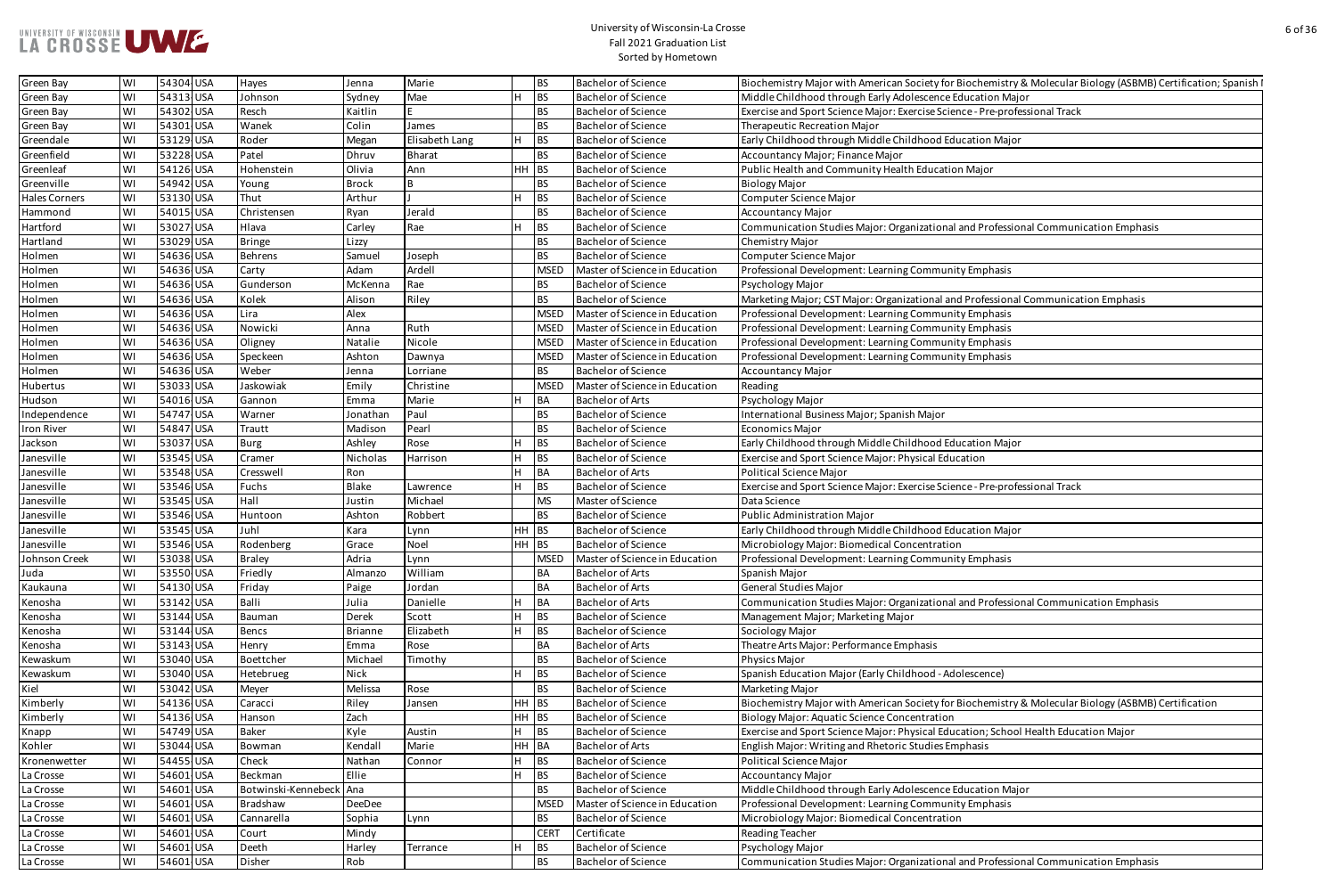# University of Wisconsin-La Crosse
## Fall 2021 Graduation List
### Sorted by Hometown

| | | | | | | | | | | |
|---|---|---|---|---|---|---|---|---|---|---|
| Green Bay | WI | 54304 | USA | Hayes | Jenna | Marie | | BS | Bachelor of Science | Biochemistry Major with American Society for Biochemistry & Molecular Biology (ASBMB) Certification; Spanish I |
| Green Bay | WI | 54313 | USA | Johnson | Sydney | Mae | H | BS | Bachelor of Science | Middle Childhood through Early Adolescence Education Major |
| Green Bay | WI | 54302 | USA | Resch | Kaitlin | E | | BS | Bachelor of Science | Exercise and Sport Science Major: Exercise Science - Pre-professional Track |
| Green Bay | WI | 54301 | USA | Wanek | Colin | James | | BS | Bachelor of Science | Therapeutic Recreation Major |
| Greendale | WI | 53129 | USA | Roder | Megan | Elisabeth Lang | H | BS | Bachelor of Science | Early Childhood through Middle Childhood Education Major |
| Greenfield | WI | 53228 | USA | Patel | Dhruv | Bharat | | BS | Bachelor of Science | Accountancy Major; Finance Major |
| Greenleaf | WI | 54126 | USA | Hohenstein | Olivia | Ann | HH | BS | Bachelor of Science | Public Health and Community Health Education Major |
| Greenville | WI | 54942 | USA | Young | Brock | B | | BS | Bachelor of Science | Biology Major |
| Hales Corners | WI | 53130 | USA | Thut | Arthur | J | H | BS | Bachelor of Science | Computer Science Major |
| Hammond | WI | 54015 | USA | Christensen | Ryan | Jerald | | BS | Bachelor of Science | Accountancy Major |
| Hartford | WI | 53027 | USA | Hlava | Carley | Rae | H | BS | Bachelor of Science | Communication Studies Major: Organizational and Professional Communication Emphasis |
| Hartland | WI | 53029 | USA | Bringe | Lizzy | | | BS | Bachelor of Science | Chemistry Major |
| Holmen | WI | 54636 | USA | Behrens | Samuel | Joseph | | BS | Bachelor of Science | Computer Science Major |
| Holmen | WI | 54636 | USA | Carty | Adam | Ardell | | MSED | Master of Science in Education | Professional Development: Learning Community Emphasis |
| Holmen | WI | 54636 | USA | Gunderson | McKenna | Rae | | BS | Bachelor of Science | Psychology Major |
| Holmen | WI | 54636 | USA | Kolek | Alison | Riley | | BS | Bachelor of Science | Marketing Major; CST Major: Organizational and Professional Communication Emphasis |
| Holmen | WI | 54636 | USA | Lira | Alex | | | MSED | Master of Science in Education | Professional Development: Learning Community Emphasis |
| Holmen | WI | 54636 | USA | Nowicki | Anna | Ruth | | MSED | Master of Science in Education | Professional Development: Learning Community Emphasis |
| Holmen | WI | 54636 | USA | Oligney | Natalie | Nicole | | MSED | Master of Science in Education | Professional Development: Learning Community Emphasis |
| Holmen | WI | 54636 | USA | Speckeen | Ashton | Dawnya | | MSED | Master of Science in Education | Professional Development: Learning Community Emphasis |
| Holmen | WI | 54636 | USA | Weber | Jenna | Lorriane | | BS | Bachelor of Science | Accountancy Major |
| Hubertus | WI | 53033 | USA | Jaskowiak | Emily | Christine | | MSED | Master of Science in Education | Reading |
| Hudson | WI | 54016 | USA | Gannon | Emma | Marie | H | BA | Bachelor of Arts | Psychology Major |
| Independence | WI | 54747 | USA | Warner | Jonathan | Paul | | BS | Bachelor of Science | International Business Major; Spanish Major |
| Iron River | WI | 54847 | USA | Trautt | Madison | Pearl | | BS | Bachelor of Science | Economics Major |
| Jackson | WI | 53037 | USA | Burg | Ashley | Rose | H | BS | Bachelor of Science | Early Childhood through Middle Childhood Education Major |
| Janesville | WI | 53545 | USA | Cramer | Nicholas | Harrison | H | BS | Bachelor of Science | Exercise and Sport Science Major: Physical Education |
| Janesville | WI | 53548 | USA | Cresswell | Ron | | H | BA | Bachelor of Arts | Political Science Major |
| Janesville | WI | 53546 | USA | Fuchs | Blake | Lawrence | H | BS | Bachelor of Science | Exercise and Sport Science Major: Exercise Science - Pre-professional Track |
| Janesville | WI | 53545 | USA | Hall | Justin | Michael | | MS | Master of Science | Data Science |
| Janesville | WI | 53546 | USA | Huntoon | Ashton | Robbert | | BS | Bachelor of Science | Public Administration Major |
| Janesville | WI | 53545 | USA | Juhl | Kara | Lynn | HH | BS | Bachelor of Science | Early Childhood through Middle Childhood Education Major |
| Janesville | WI | 53546 | USA | Rodenberg | Grace | Noel | HH | BS | Bachelor of Science | Microbiology Major: Biomedical Concentration |
| Johnson Creek | WI | 53038 | USA | Braley | Adria | Lynn | | MSED | Master of Science in Education | Professional Development: Learning Community Emphasis |
| Juda | WI | 53550 | USA | Friedly | Almanzo | William | | BA | Bachelor of Arts | Spanish Major |
| Kaukauna | WI | 54130 | USA | Friday | Paige | Jordan | | BA | Bachelor of Arts | General Studies Major |
| Kenosha | WI | 53142 | USA | Balli | Julia | Danielle | H | BA | Bachelor of Arts | Communication Studies Major: Organizational and Professional Communication Emphasis |
| Kenosha | WI | 53144 | USA | Bauman | Derek | Scott | H | BS | Bachelor of Science | Management Major; Marketing Major |
| Kenosha | WI | 53144 | USA | Bencs | Brianne | Elizabeth | H | BS | Bachelor of Science | Sociology Major |
| Kenosha | WI | 53143 | USA | Henry | Emma | Rose | | BA | Bachelor of Arts | Theatre Arts Major: Performance Emphasis |
| Kewaskum | WI | 53040 | USA | Boettcher | Michael | Timothy | | BS | Bachelor of Science | Physics Major |
| Kewaskum | WI | 53040 | USA | Hetebrueg | Nick | | H | BS | Bachelor of Science | Spanish Education Major (Early Childhood - Adolescence) |
| Kiel | WI | 53042 | USA | Meyer | Melissa | Rose | | BS | Bachelor of Science | Marketing Major |
| Kimberly | WI | 54136 | USA | Caracci | Riley | Jansen | HH | BS | Bachelor of Science | Biochemistry Major with American Society for Biochemistry & Molecular Biology (ASBMB) Certification |
| Kimberly | WI | 54136 | USA | Hanson | Zach | | HH | BS | Bachelor of Science | Biology Major: Aquatic Science Concentration |
| Knapp | WI | 54749 | USA | Baker | Kyle | Austin | H | BS | Bachelor of Science | Exercise and Sport Science Major: Physical Education; School Health Education Major |
| Kohler | WI | 53044 | USA | Bowman | Kendall | Marie | HH | BA | Bachelor of Arts | English Major: Writing and Rhetoric Studies Emphasis |
| Kronenwetter | WI | 54455 | USA | Check | Nathan | Connor | H | BS | Bachelor of Science | Political Science Major |
| La Crosse | WI | 54601 | USA | Beckman | Ellie | | H | BS | Bachelor of Science | Accountancy Major |
| La Crosse | WI | 54601 | USA | Botwinski-Kennebeck | Ana | | | BS | Bachelor of Science | Middle Childhood through Early Adolescence Education Major |
| La Crosse | WI | 54601 | USA | Bradshaw | DeeDee | | | MSED | Master of Science in Education | Professional Development: Learning Community Emphasis |
| La Crosse | WI | 54601 | USA | Cannarella | Sophia | Lynn | | BS | Bachelor of Science | Microbiology Major: Biomedical Concentration |
| La Crosse | WI | 54601 | USA | Court | Mindy | | | CERT | Certificate | Reading Teacher |
| La Crosse | WI | 54601 | USA | Deeth | Harley | Terrance | H | BS | Bachelor of Science | Psychology Major |
| La Crosse | WI | 54601 | USA | Disher | Rob | | | BS | Bachelor of Science | Communication Studies Major: Organizational and Professional Communication Emphasis |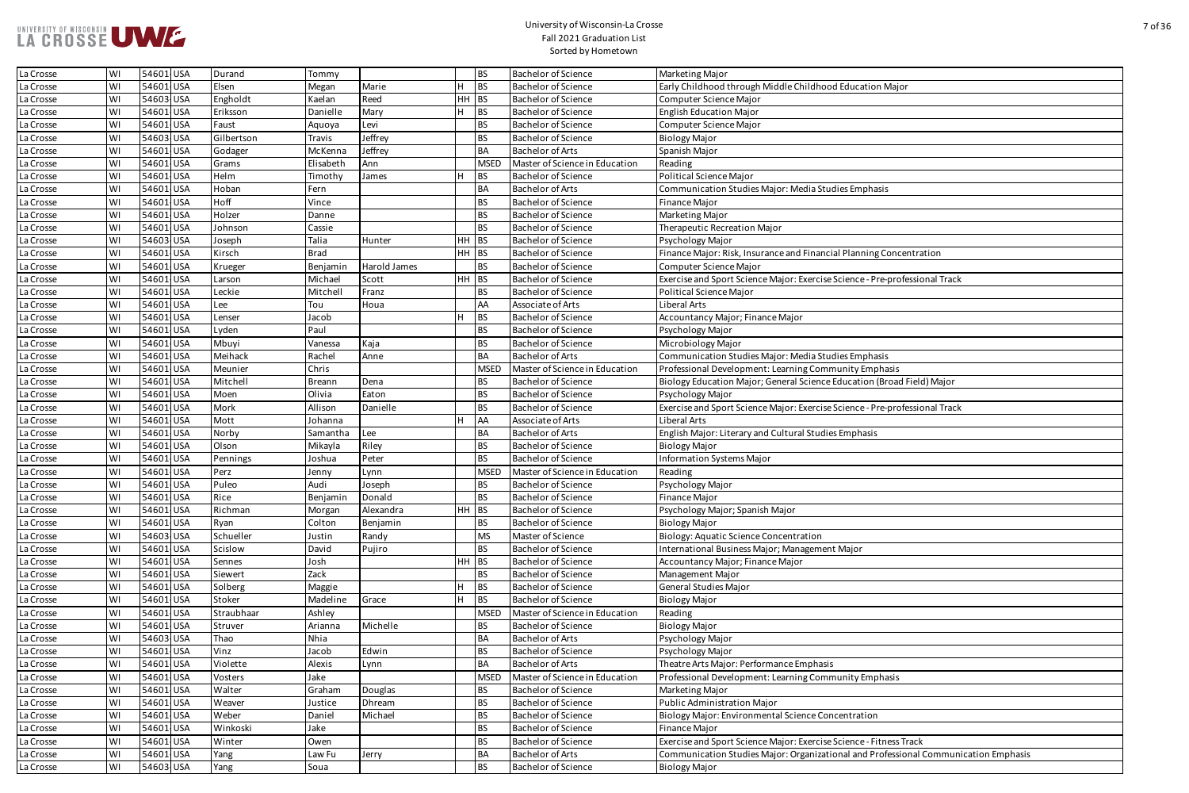# University of Wisconsin-La Crosse
## Fall 2021 Graduation List
### Sorted by Hometown

| City | State | Zip | Country | Last Name | First Name | Middle Name | Honors | Degree | Degree Name | Major |
|---|---|---|---|---|---|---|---|---|---|---|
| La Crosse | WI | 54601 | USA | Durand | Tommy | | | BS | Bachelor of Science | Marketing Major |
| La Crosse | WI | 54601 | USA | Elsen | Megan | Marie | H | BS | Bachelor of Science | Early Childhood through Middle Childhood Education Major |
| La Crosse | WI | 54603 | USA | Engholdt | Kaelan | Reed | HH | BS | Bachelor of Science | Computer Science Major |
| La Crosse | WI | 54601 | USA | Eriksson | Danielle | Mary | H | BS | Bachelor of Science | English Education Major |
| La Crosse | WI | 54601 | USA | Faust | Aquoya | Levi | | BS | Bachelor of Science | Computer Science Major |
| La Crosse | WI | 54603 | USA | Gilbertson | Travis | Jeffrey | | BS | Bachelor of Science | Biology Major |
| La Crosse | WI | 54601 | USA | Godager | McKenna | Jeffrey | | BA | Bachelor of Arts | Spanish Major |
| La Crosse | WI | 54601 | USA | Grams | Elisabeth | Ann | | MSED | Master of Science in Education | Reading |
| La Crosse | WI | 54601 | USA | Helm | Timothy | James | H | BS | Bachelor of Science | Political Science Major |
| La Crosse | WI | 54601 | USA | Hoban | Fern | | | BA | Bachelor of Arts | Communication Studies Major: Media Studies Emphasis |
| La Crosse | WI | 54601 | USA | Hoff | Vince | | | BS | Bachelor of Science | Finance Major |
| La Crosse | WI | 54601 | USA | Holzer | Danne | | | BS | Bachelor of Science | Marketing Major |
| La Crosse | WI | 54601 | USA | Johnson | Cassie | | | BS | Bachelor of Science | Therapeutic Recreation Major |
| La Crosse | WI | 54603 | USA | Joseph | Talia | Hunter | HH | BS | Bachelor of Science | Psychology Major |
| La Crosse | WI | 54601 | USA | Kirsch | Brad | | HH | BS | Bachelor of Science | Finance Major: Risk, Insurance and Financial Planning Concentration |
| La Crosse | WI | 54601 | USA | Krueger | Benjamin | Harold James | | BS | Bachelor of Science | Computer Science Major |
| La Crosse | WI | 54601 | USA | Larson | Michael | Scott | HH | BS | Bachelor of Science | Exercise and Sport Science Major: Exercise Science - Pre-professional Track |
| La Crosse | WI | 54601 | USA | Leckie | Mitchell | Franz | | BS | Bachelor of Science | Political Science Major |
| La Crosse | WI | 54601 | USA | Lee | Tou | Houa | | AA | Associate of Arts | Liberal Arts |
| La Crosse | WI | 54601 | USA | Lenser | Jacob | | H | BS | Bachelor of Science | Accountancy Major; Finance Major |
| La Crosse | WI | 54601 | USA | Lyden | Paul | | | BS | Bachelor of Science | Psychology Major |
| La Crosse | WI | 54601 | USA | Mbuyi | Vanessa | Kaja | | BS | Bachelor of Science | Microbiology Major |
| La Crosse | WI | 54601 | USA | Meihack | Rachel | Anne | | BA | Bachelor of Arts | Communication Studies Major: Media Studies Emphasis |
| La Crosse | WI | 54601 | USA | Meunier | Chris | | | MSED | Master of Science in Education | Professional Development: Learning Community Emphasis |
| La Crosse | WI | 54601 | USA | Mitchell | Breann | Dena | | BS | Bachelor of Science | Biology Education Major; General Science Education (Broad Field) Major |
| La Crosse | WI | 54601 | USA | Moen | Olivia | Eaton | | BS | Bachelor of Science | Psychology Major |
| La Crosse | WI | 54601 | USA | Mork | Allison | Danielle | | BS | Bachelor of Science | Exercise and Sport Science Major: Exercise Science - Pre-professional Track |
| La Crosse | WI | 54601 | USA | Mott | Johanna | | H | AA | Associate of Arts | Liberal Arts |
| La Crosse | WI | 54601 | USA | Norby | Samantha | Lee | | BA | Bachelor of Arts | English Major: Literary and Cultural Studies Emphasis |
| La Crosse | WI | 54601 | USA | Olson | Mikayla | Riley | | BS | Bachelor of Science | Biology Major |
| La Crosse | WI | 54601 | USA | Pennings | Joshua | Peter | | BS | Bachelor of Science | Information Systems Major |
| La Crosse | WI | 54601 | USA | Perz | Jenny | Lynn | | MSED | Master of Science in Education | Reading |
| La Crosse | WI | 54601 | USA | Puleo | Audi | Joseph | | BS | Bachelor of Science | Psychology Major |
| La Crosse | WI | 54601 | USA | Rice | Benjamin | Donald | | BS | Bachelor of Science | Finance Major |
| La Crosse | WI | 54601 | USA | Richman | Morgan | Alexandra | HH | BS | Bachelor of Science | Psychology Major; Spanish Major |
| La Crosse | WI | 54601 | USA | Ryan | Colton | Benjamin | | BS | Bachelor of Science | Biology Major |
| La Crosse | WI | 54603 | USA | Schueller | Justin | Randy | | MS | Master of Science | Biology: Aquatic Science Concentration |
| La Crosse | WI | 54601 | USA | Scislow | David | Pujiro | | BS | Bachelor of Science | International Business Major; Management Major |
| La Crosse | WI | 54601 | USA | Sennes | Josh | | HH | BS | Bachelor of Science | Accountancy Major; Finance Major |
| La Crosse | WI | 54601 | USA | Siewert | Zack | | | BS | Bachelor of Science | Management Major |
| La Crosse | WI | 54601 | USA | Solberg | Maggie | | H | BS | Bachelor of Science | General Studies Major |
| La Crosse | WI | 54601 | USA | Stoker | Madeline | Grace | H | BS | Bachelor of Science | Biology Major |
| La Crosse | WI | 54601 | USA | Straubhaar | Ashley | | | MSED | Master of Science in Education | Reading |
| La Crosse | WI | 54601 | USA | Struver | Arianna | Michelle | | BS | Bachelor of Science | Biology Major |
| La Crosse | WI | 54603 | USA | Thao | Nhia | | | BA | Bachelor of Arts | Psychology Major |
| La Crosse | WI | 54601 | USA | Vinz | Jacob | Edwin | | BS | Bachelor of Science | Psychology Major |
| La Crosse | WI | 54601 | USA | Violette | Alexis | Lynn | | BA | Bachelor of Arts | Theatre Arts Major: Performance Emphasis |
| La Crosse | WI | 54601 | USA | Vosters | Jake | | | MSED | Master of Science in Education | Professional Development: Learning Community Emphasis |
| La Crosse | WI | 54601 | USA | Walter | Graham | Douglas | | BS | Bachelor of Science | Marketing Major |
| La Crosse | WI | 54601 | USA | Weaver | Justice | Dhream | | BS | Bachelor of Science | Public Administration Major |
| La Crosse | WI | 54601 | USA | Weber | Daniel | Michael | | BS | Bachelor of Science | Biology Major: Environmental Science Concentration |
| La Crosse | WI | 54601 | USA | Winkoski | Jake | | | BS | Bachelor of Science | Finance Major |
| La Crosse | WI | 54601 | USA | Winter | Owen | | | BS | Bachelor of Science | Exercise and Sport Science Major: Exercise Science - Fitness Track |
| La Crosse | WI | 54601 | USA | Yang | Law Fu | Jerry | | BA | Bachelor of Arts | Communication Studies Major: Organizational and Professional Communication Emphasis |
| La Crosse | WI | 54603 | USA | Yang | Soua | | | BS | Bachelor of Science | Biology Major |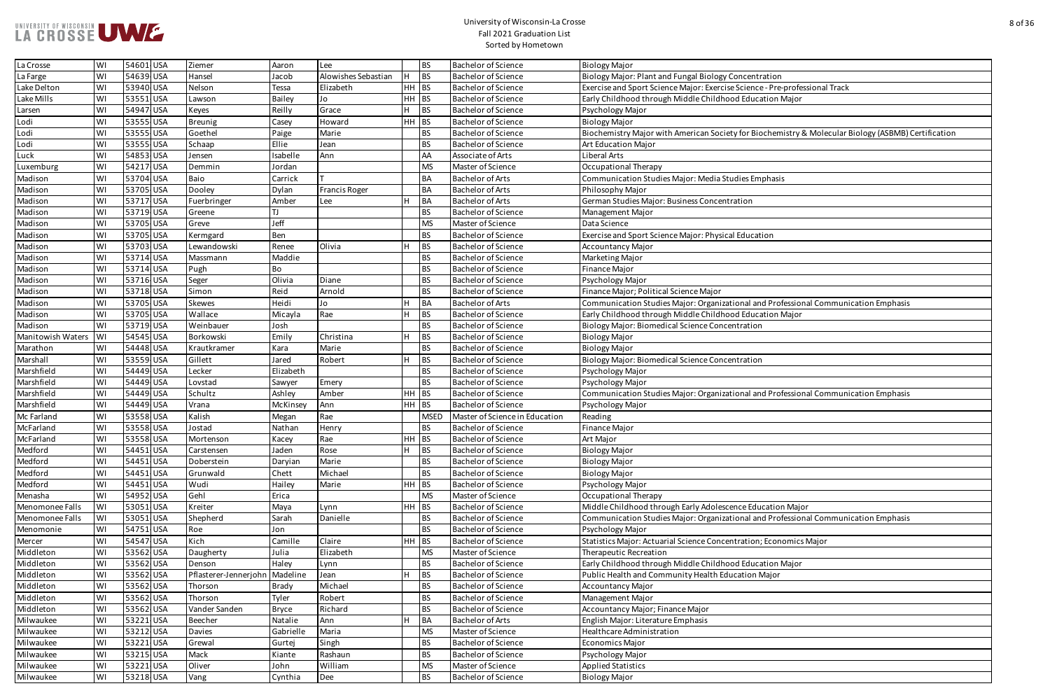# University of Wisconsin-La Crosse
## Fall 2021 Graduation List
### Sorted by Hometown

| | | | | | | | | | | | |
|---|---|---|---|---|---|---|---|---|---|---|---|
| La Crosse | WI | 54601 | USA | Ziemer | Aaron | Lee | | BS | Bachelor of Science | Biology Major |
| La Farge | WI | 54639 | USA | Hansel | Jacob | Alowishes Sebastian | H | BS | Bachelor of Science | Biology Major: Plant and Fungal Biology Concentration |
| Lake Delton | WI | 53940 | USA | Nelson | Tessa | Elizabeth | HH | BS | Bachelor of Science | Exercise and Sport Science Major: Exercise Science - Pre-professional Track |
| Lake Mills | WI | 53551 | USA | Lawson | Bailey | Jo | HH | BS | Bachelor of Science | Early Childhood through Middle Childhood Education Major |
| Larsen | WI | 54947 | USA | Keyes | Reilly | Grace | H | BS | Bachelor of Science | Psychology Major |
| Lodi | WI | 53555 | USA | Breunig | Casey | Howard | HH | BS | Bachelor of Science | Biology Major |
| Lodi | WI | 53555 | USA | Goethel | Paige | Marie | | BS | Bachelor of Science | Biochemistry Major with American Society for Biochemistry & Molecular Biology (ASBMB) Certification |
| Lodi | WI | 53555 | USA | Schaap | Ellie | Jean | | BS | Bachelor of Science | Art Education Major |
| Luck | WI | 54853 | USA | Jensen | Isabelle | Ann | | AA | Associate of Arts | Liberal Arts |
| Luxemburg | WI | 54217 | USA | Demmin | Jordan | | | MS | Master of Science | Occupational Therapy |
| Madison | WI | 53704 | USA | Baio | Carrick | T | | BA | Bachelor of Arts | Communication Studies Major: Media Studies Emphasis |
| Madison | WI | 53705 | USA | Dooley | Dylan | Francis Roger | | BA | Bachelor of Arts | Philosophy Major |
| Madison | WI | 53717 | USA | Fuerbringer | Amber | Lee | H | BA | Bachelor of Arts | German Studies Major: Business Concentration |
| Madison | WI | 53719 | USA | Greene | TJ | | | BS | Bachelor of Science | Management Major |
| Madison | WI | 53705 | USA | Greve | Jeff | | | MS | Master of Science | Data Science |
| Madison | WI | 53705 | USA | Kermgard | Ben | | | BS | Bachelor of Science | Exercise and Sport Science Major: Physical Education |
| Madison | WI | 53703 | USA | Lewandowski | Renee | Olivia | H | BS | Bachelor of Science | Accountancy Major |
| Madison | WI | 53714 | USA | Massmann | Maddie | | | BS | Bachelor of Science | Marketing Major |
| Madison | WI | 53714 | USA | Pugh | Bo | | | BS | Bachelor of Science | Finance Major |
| Madison | WI | 53716 | USA | Seger | Olivia | Diane | | BS | Bachelor of Science | Psychology Major |
| Madison | WI | 53718 | USA | Simon | Reid | Arnold | | BS | Bachelor of Science | Finance Major; Political Science Major |
| Madison | WI | 53705 | USA | Skewes | Heidi | Jo | H | BA | Bachelor of Arts | Communication Studies Major: Organizational and Professional Communication Emphasis |
| Madison | WI | 53705 | USA | Wallace | Micayla | Rae | H | BS | Bachelor of Science | Early Childhood through Middle Childhood Education Major |
| Madison | WI | 53719 | USA | Weinbauer | Josh | | | BS | Bachelor of Science | Biology Major: Biomedical Science Concentration |
| Manitowish Waters | WI | 54545 | USA | Borkowski | Emily | Christina | H | BS | Bachelor of Science | Biology Major |
| Marathon | WI | 54448 | USA | Krautkramer | Kara | Marie | | BS | Bachelor of Science | Biology Major |
| Marshall | WI | 53559 | USA | Gillett | Jared | Robert | H | BS | Bachelor of Science | Biology Major: Biomedical Science Concentration |
| Marshfield | WI | 54449 | USA | Lecker | Elizabeth | | | BS | Bachelor of Science | Psychology Major |
| Marshfield | WI | 54449 | USA | Lovstad | Sawyer | Emery | | BS | Bachelor of Science | Psychology Major |
| Marshfield | WI | 54449 | USA | Schultz | Ashley | Amber | HH | BS | Bachelor of Science | Communication Studies Major: Organizational and Professional Communication Emphasis |
| Marshfield | WI | 54449 | USA | Vrana | McKinsey | Ann | HH | BS | Bachelor of Science | Psychology Major |
| Mc Farland | WI | 53558 | USA | Kalish | Megan | Rae | | MSED | Master of Science in Education | Reading |
| McFarland | WI | 53558 | USA | Jostad | Nathan | Henry | | BS | Bachelor of Science | Finance Major |
| McFarland | WI | 53558 | USA | Mortenson | Kacey | Rae | HH | BS | Bachelor of Science | Art Major |
| Medford | WI | 54451 | USA | Carstensen | Jaden | Rose | H | BS | Bachelor of Science | Biology Major |
| Medford | WI | 54451 | USA | Doberstein | Daryian | Marie | | BS | Bachelor of Science | Biology Major |
| Medford | WI | 54451 | USA | Grunwald | Chett | Michael | | BS | Bachelor of Science | Biology Major |
| Medford | WI | 54451 | USA | Wudi | Hailey | Marie | HH | BS | Bachelor of Science | Psychology Major |
| Menasha | WI | 54952 | USA | Gehl | Erica | | | MS | Master of Science | Occupational Therapy |
| Menomonee Falls | WI | 53051 | USA | Kreiter | Maya | Lynn | HH | BS | Bachelor of Science | Middle Childhood through Early Adolescence Education Major |
| Menomonee Falls | WI | 53051 | USA | Shepherd | Sarah | Danielle | | BS | Bachelor of Science | Communication Studies Major: Organizational and Professional Communication Emphasis |
| Menomonie | WI | 54751 | USA | Roe | Jon | | | BS | Bachelor of Science | Psychology Major |
| Mercer | WI | 54547 | USA | Kich | Camille | Claire | HH | BS | Bachelor of Science | Statistics Major: Actuarial Science Concentration; Economics Major |
| Middleton | WI | 53562 | USA | Daugherty | Julia | Elizabeth | | MS | Master of Science | Therapeutic Recreation |
| Middleton | WI | 53562 | USA | Denson | Haley | Lynn | | BS | Bachelor of Science | Early Childhood through Middle Childhood Education Major |
| Middleton | WI | 53562 | USA | Pflasterer-Jennerjohn | Madeline | Jean | H | BS | Bachelor of Science | Public Health and Community Health Education Major |
| Middleton | WI | 53562 | USA | Thorson | Brady | Michael | | BS | Bachelor of Science | Accountancy Major |
| Middleton | WI | 53562 | USA | Thorson | Tyler | Robert | | BS | Bachelor of Science | Management Major |
| Middleton | WI | 53562 | USA | Vander Sanden | Bryce | Richard | | BS | Bachelor of Science | Accountancy Major; Finance Major |
| Milwaukee | WI | 53221 | USA | Beecher | Natalie | Ann | H | BA | Bachelor of Arts | English Major: Literature Emphasis |
| Milwaukee | WI | 53212 | USA | Davies | Gabrielle | Maria | | MS | Master of Science | Healthcare Administration |
| Milwaukee | WI | 53221 | USA | Grewal | Gurtej | Singh | | BS | Bachelor of Science | Economics Major |
| Milwaukee | WI | 53215 | USA | Mack | Kiante | Rashaun | | BS | Bachelor of Science | Psychology Major |
| Milwaukee | WI | 53221 | USA | Oliver | John | William | | MS | Master of Science | Applied Statistics |
| Milwaukee | WI | 53218 | USA | Vang | Cynthia | Dee | | BS | Bachelor of Science | Biology Major |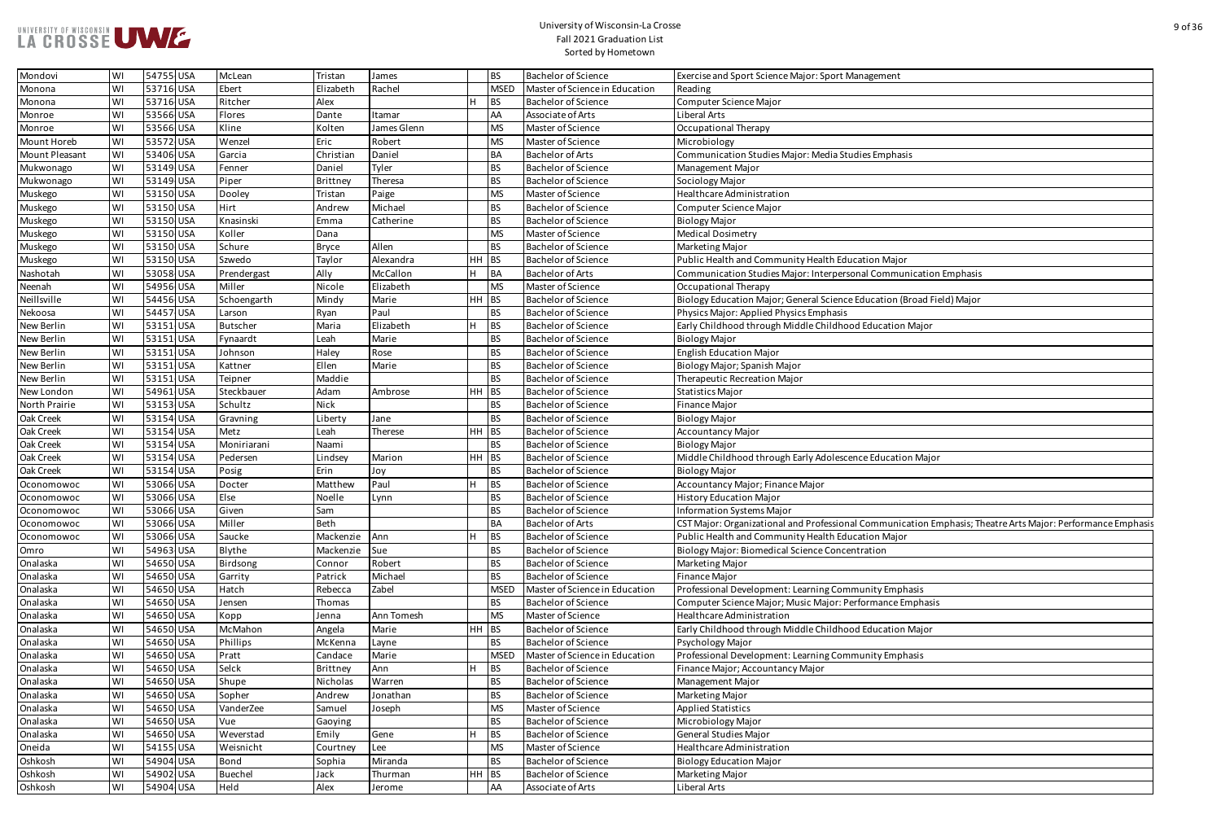# University of Wisconsin-La Crosse
## Fall 2021 Graduation List
### Sorted by Hometown

| | | | | | | | | | | |
|---|---|---|---|---|---|---|---|---|---|---|
| Mondovi | WI | 54755 | USA | McLean | Tristan | James | | BS | Bachelor of Science | Exercise and Sport Science Major: Sport Management |
| Monona | WI | 53716 | USA | Ebert | Elizabeth | Rachel | | MSED | Master of Science in Education | Reading |
| Monona | WI | 53716 | USA | Ritcher | Alex | | H | BS | Bachelor of Science | Computer Science Major |
| Monroe | WI | 53566 | USA | Flores | Dante | Itamar | | AA | Associate of Arts | Liberal Arts |
| Monroe | WI | 53566 | USA | Kline | Kolten | James Glenn | | MS | Master of Science | Occupational Therapy |
| Mount Horeb | WI | 53572 | USA | Wenzel | Eric | Robert | | MS | Master of Science | Microbiology |
| Mount Pleasant | WI | 53406 | USA | Garcia | Christian | Daniel | | BA | Bachelor of Arts | Communication Studies Major: Media Studies Emphasis |
| Mukwonago | WI | 53149 | USA | Fenner | Daniel | Tyler | | BS | Bachelor of Science | Management Major |
| Mukwonago | WI | 53149 | USA | Piper | Brittney | Theresa | | BS | Bachelor of Science | Sociology Major |
| Muskego | WI | 53150 | USA | Dooley | Tristan | Paige | | MS | Master of Science | Healthcare Administration |
| Muskego | WI | 53150 | USA | Hirt | Andrew | Michael | | BS | Bachelor of Science | Computer Science Major |
| Muskego | WI | 53150 | USA | Knasinski | Emma | Catherine | | BS | Bachelor of Science | Biology Major |
| Muskego | WI | 53150 | USA | Koller | Dana | | | MS | Master of Science | Medical Dosimetry |
| Muskego | WI | 53150 | USA | Schure | Bryce | Allen | | BS | Bachelor of Science | Marketing Major |
| Muskego | WI | 53150 | USA | Szwedo | Taylor | Alexandra | HH | BS | Bachelor of Science | Public Health and Community Health Education Major |
| Nashotah | WI | 53058 | USA | Prendergast | Ally | McCallon | H | BA | Bachelor of Arts | Communication Studies Major: Interpersonal Communication Emphasis |
| Neenah | WI | 54956 | USA | Miller | Nicole | Elizabeth | | MS | Master of Science | Occupational Therapy |
| Neillsville | WI | 54456 | USA | Schoengarth | Mindy | Marie | HH | BS | Bachelor of Science | Biology Education Major; General Science Education (Broad Field) Major |
| Nekoosa | WI | 54457 | USA | Larson | Ryan | Paul | | BS | Bachelor of Science | Physics Major: Applied Physics Emphasis |
| New Berlin | WI | 53151 | USA | Butscher | Maria | Elizabeth | H | BS | Bachelor of Science | Early Childhood through Middle Childhood Education Major |
| New Berlin | WI | 53151 | USA | Fynaardt | Leah | Marie | | BS | Bachelor of Science | Biology Major |
| New Berlin | WI | 53151 | USA | Johnson | Haley | Rose | | BS | Bachelor of Science | English Education Major |
| New Berlin | WI | 53151 | USA | Kattner | Ellen | Marie | | BS | Bachelor of Science | Biology Major; Spanish Major |
| New Berlin | WI | 53151 | USA | Teipner | Maddie | | | BS | Bachelor of Science | Therapeutic Recreation Major |
| New London | WI | 54961 | USA | Steckbauer | Adam | Ambrose | HH | BS | Bachelor of Science | Statistics Major |
| North Prairie | WI | 53153 | USA | Schultz | Nick | | | BS | Bachelor of Science | Finance Major |
| Oak Creek | WI | 53154 | USA | Gravning | Liberty | Jane | | BS | Bachelor of Science | Biology Major |
| Oak Creek | WI | 53154 | USA | Metz | Leah | Therese | HH | BS | Bachelor of Science | Accountancy Major |
| Oak Creek | WI | 53154 | USA | Moniriarani | Naami | | | BS | Bachelor of Science | Biology Major |
| Oak Creek | WI | 53154 | USA | Pedersen | Lindsey | Marion | HH | BS | Bachelor of Science | Middle Childhood through Early Adolescence Education Major |
| Oak Creek | WI | 53154 | USA | Posig | Erin | Joy | | BS | Bachelor of Science | Biology Major |
| Oconomowoc | WI | 53066 | USA | Docter | Matthew | Paul | H | BS | Bachelor of Science | Accountancy Major; Finance Major |
| Oconomowoc | WI | 53066 | USA | Else | Noelle | Lynn | | BS | Bachelor of Science | History Education Major |
| Oconomowoc | WI | 53066 | USA | Given | Sam | | | BS | Bachelor of Science | Information Systems Major |
| Oconomowoc | WI | 53066 | USA | Miller | Beth | | | BA | Bachelor of Arts | CST Major: Organizational and Professional Communication Emphasis; Theatre Arts Major: Performance Emphasis |
| Oconomowoc | WI | 53066 | USA | Saucke | Mackenzie | Ann | H | BS | Bachelor of Science | Public Health and Community Health Education Major |
| Omro | WI | 54963 | USA | Blythe | Mackenzie | Sue | | BS | Bachelor of Science | Biology Major: Biomedical Science Concentration |
| Onalaska | WI | 54650 | USA | Birdsong | Connor | Robert | | BS | Bachelor of Science | Marketing Major |
| Onalaska | WI | 54650 | USA | Garrity | Patrick | Michael | | BS | Bachelor of Science | Finance Major |
| Onalaska | WI | 54650 | USA | Hatch | Rebecca | Zabel | | MSED | Master of Science in Education | Professional Development: Learning Community Emphasis |
| Onalaska | WI | 54650 | USA | Jensen | Thomas | | | BS | Bachelor of Science | Computer Science Major; Music Major: Performance Emphasis |
| Onalaska | WI | 54650 | USA | Kopp | Jenna | Ann Tomesh | | MS | Master of Science | Healthcare Administration |
| Onalaska | WI | 54650 | USA | McMahon | Angela | Marie | HH | BS | Bachelor of Science | Early Childhood through Middle Childhood Education Major |
| Onalaska | WI | 54650 | USA | Phillips | McKenna | Layne | | BS | Bachelor of Science | Psychology Major |
| Onalaska | WI | 54650 | USA | Pratt | Candace | Marie | | MSED | Master of Science in Education | Professional Development: Learning Community Emphasis |
| Onalaska | WI | 54650 | USA | Selck | Brittney | Ann | H | BS | Bachelor of Science | Finance Major; Accountancy Major |
| Onalaska | WI | 54650 | USA | Shupe | Nicholas | Warren | | BS | Bachelor of Science | Management Major |
| Onalaska | WI | 54650 | USA | Sopher | Andrew | Jonathan | | BS | Bachelor of Science | Marketing Major |
| Onalaska | WI | 54650 | USA | VanderZee | Samuel | Joseph | | MS | Master of Science | Applied Statistics |
| Onalaska | WI | 54650 | USA | Vue | Gaoying | | | BS | Bachelor of Science | Microbiology Major |
| Onalaska | WI | 54650 | USA | Weverstad | Emily | Gene | H | BS | Bachelor of Science | General Studies Major |
| Oneida | WI | 54155 | USA | Weisnicht | Courtney | Lee | | MS | Master of Science | Healthcare Administration |
| Oshkosh | WI | 54904 | USA | Bond | Sophia | Miranda | | BS | Bachelor of Science | Biology Education Major |
| Oshkosh | WI | 54902 | USA | Buechel | Jack | Thurman | HH | BS | Bachelor of Science | Marketing Major |
| Oshkosh | WI | 54904 | USA | Held | Alex | Jerome | | AA | Associate of Arts | Liberal Arts |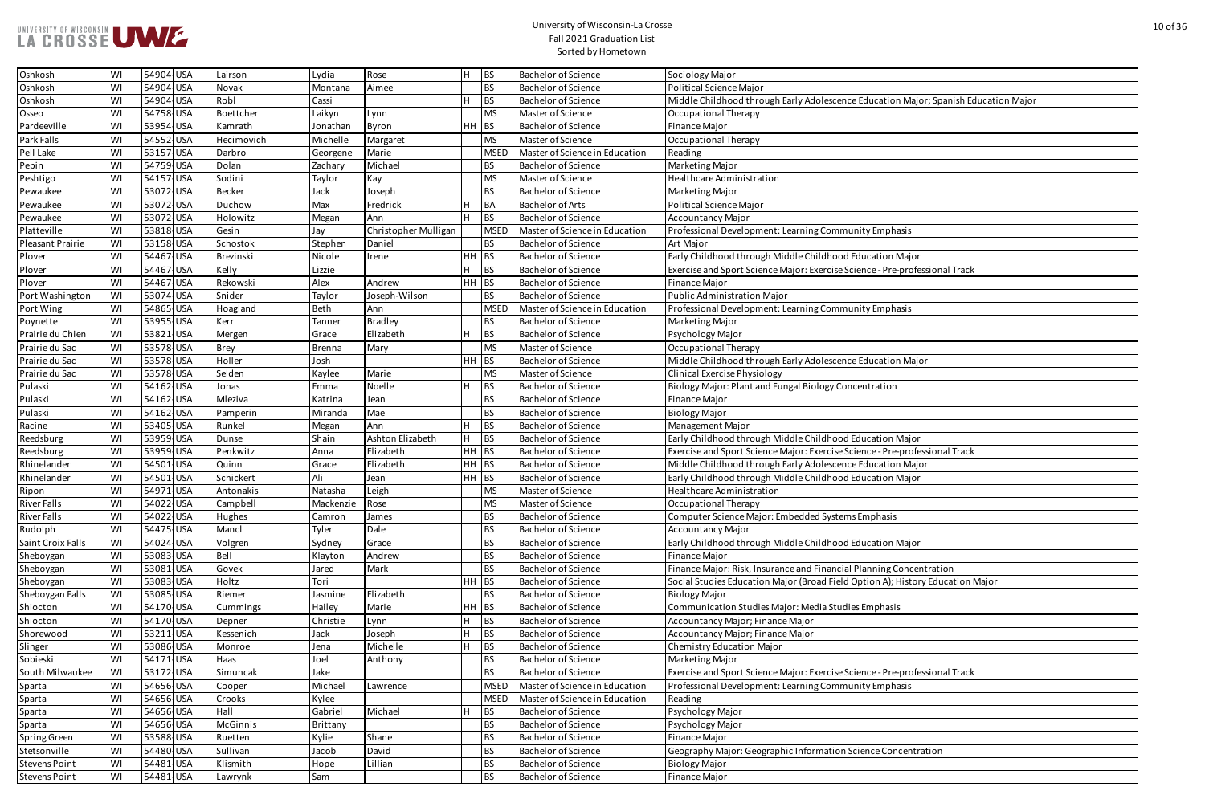# University of Wisconsin-La Crosse
## Fall 2021 Graduation List
### Sorted by Hometown

| | | | | | | | | | | |
|---|---|---|---|---|---|---|---|---|---|---|
| Oshkosh | WI | 54904 | USA | Lairson | Lydia | Rose | H | BS | Bachelor of Science | Sociology Major |
| Oshkosh | WI | 54904 | USA | Novak | Montana | Aimee | | BS | Bachelor of Science | Political Science Major |
| Oshkosh | WI | 54904 | USA | Robl | Cassi | | H | BS | Bachelor of Science | Middle Childhood through Early Adolescence Education Major; Spanish Education Major |
| Osseo | WI | 54758 | USA | Boettcher | Laikyn | Lynn | | MS | Master of Science | Occupational Therapy |
| Pardeeville | WI | 53954 | USA | Kamrath | Jonathan | Byron | HH | BS | Bachelor of Science | Finance Major |
| Park Falls | WI | 54552 | USA | Hecimovich | Michelle | Margaret | | MS | Master of Science | Occupational Therapy |
| Pell Lake | WI | 53157 | USA | Darbro | Georgene | Marie | | MSED | Master of Science in Education | Reading |
| Pepin | WI | 54759 | USA | Dolan | Zachary | Michael | | BS | Bachelor of Science | Marketing Major |
| Peshtigo | WI | 54157 | USA | Sodini | Taylor | Kay | | MS | Master of Science | Healthcare Administration |
| Pewaukee | WI | 53072 | USA | Becker | Jack | Joseph | | BS | Bachelor of Science | Marketing Major |
| Pewaukee | WI | 53072 | USA | Duchow | Max | Fredrick | H | BA | Bachelor of Arts | Political Science Major |
| Pewaukee | WI | 53072 | USA | Holowitz | Megan | Ann | H | BS | Bachelor of Science | Accountancy Major |
| Platteville | WI | 53818 | USA | Gesin | Jay | Christopher Mulligan | | MSED | Master of Science in Education | Professional Development: Learning Community Emphasis |
| Pleasant Prairie | WI | 53158 | USA | Schostok | Stephen | Daniel | | BS | Bachelor of Science | Art Major |
| Plover | WI | 54467 | USA | Brezinski | Nicole | Irene | HH | BS | Bachelor of Science | Early Childhood through Middle Childhood Education Major |
| Plover | WI | 54467 | USA | Kelly | Lizzie | | H | BS | Bachelor of Science | Exercise and Sport Science Major: Exercise Science - Pre-professional Track |
| Plover | WI | 54467 | USA | Rekowski | Alex | Andrew | HH | BS | Bachelor of Science | Finance Major |
| Port Washington | WI | 53074 | USA | Snider | Taylor | Joseph-Wilson | | BS | Bachelor of Science | Public Administration Major |
| Port Wing | WI | 54865 | USA | Hoagland | Beth | Ann | | MSED | Master of Science in Education | Professional Development: Learning Community Emphasis |
| Poynette | WI | 53955 | USA | Kerr | Tanner | Bradley | | BS | Bachelor of Science | Marketing Major |
| Prairie du Chien | WI | 53821 | USA | Mergen | Grace | Elizabeth | H | BS | Bachelor of Science | Psychology Major |
| Prairie du Sac | WI | 53578 | USA | Brey | Brenna | Mary | | MS | Master of Science | Occupational Therapy |
| Prairie du Sac | WI | 53578 | USA | Holler | Josh | | HH | BS | Bachelor of Science | Middle Childhood through Early Adolescence Education Major |
| Prairie du Sac | WI | 53578 | USA | Selden | Kaylee | Marie | | MS | Master of Science | Clinical Exercise Physiology |
| Pulaski | WI | 54162 | USA | Jonas | Emma | Noelle | H | BS | Bachelor of Science | Biology Major: Plant and Fungal Biology Concentration |
| Pulaski | WI | 54162 | USA | Mleziva | Katrina | Jean | | BS | Bachelor of Science | Finance Major |
| Pulaski | WI | 54162 | USA | Pamperin | Miranda | Mae | | BS | Bachelor of Science | Biology Major |
| Racine | WI | 53405 | USA | Runkel | Megan | Ann | H | BS | Bachelor of Science | Management Major |
| Reedsburg | WI | 53959 | USA | Dunse | Shain | Ashton Elizabeth | H | BS | Bachelor of Science | Early Childhood through Middle Childhood Education Major |
| Reedsburg | WI | 53959 | USA | Penkwitz | Anna | Elizabeth | HH | BS | Bachelor of Science | Exercise and Sport Science Major: Exercise Science - Pre-professional Track |
| Rhinelander | WI | 54501 | USA | Quinn | Grace | Elizabeth | HH | BS | Bachelor of Science | Middle Childhood through Early Adolescence Education Major |
| Rhinelander | WI | 54501 | USA | Schickert | Ali | Jean | HH | BS | Bachelor of Science | Early Childhood through Middle Childhood Education Major |
| Ripon | WI | 54971 | USA | Antonakis | Natasha | Leigh | | MS | Master of Science | Healthcare Administration |
| River Falls | WI | 54022 | USA | Campbell | Mackenzie | Rose | | MS | Master of Science | Occupational Therapy |
| River Falls | WI | 54022 | USA | Hughes | Camron | James | | BS | Bachelor of Science | Computer Science Major: Embedded Systems Emphasis |
| Rudolph | WI | 54475 | USA | Mancl | Tyler | Dale | | BS | Bachelor of Science | Accountancy Major |
| Saint Croix Falls | WI | 54024 | USA | Volgren | Sydney | Grace | | BS | Bachelor of Science | Early Childhood through Middle Childhood Education Major |
| Sheboygan | WI | 53083 | USA | Bell | Klayton | Andrew | | BS | Bachelor of Science | Finance Major |
| Sheboygan | WI | 53081 | USA | Govek | Jared | Mark | | BS | Bachelor of Science | Finance Major: Risk, Insurance and Financial Planning Concentration |
| Sheboygan | WI | 53083 | USA | Holtz | Tori | | HH | BS | Bachelor of Science | Social Studies Education Major (Broad Field Option A); History Education Major |
| Sheboygan Falls | WI | 53085 | USA | Riemer | Jasmine | Elizabeth | | BS | Bachelor of Science | Biology Major |
| Shiocton | WI | 54170 | USA | Cummings | Hailey | Marie | HH | BS | Bachelor of Science | Communication Studies Major: Media Studies Emphasis |
| Shiocton | WI | 54170 | USA | Depner | Christie | Lynn | H | BS | Bachelor of Science | Accountancy Major; Finance Major |
| Shorewood | WI | 53211 | USA | Kessenich | Jack | Joseph | H | BS | Bachelor of Science | Accountancy Major; Finance Major |
| Slinger | WI | 53086 | USA | Monroe | Jena | Michelle | H | BS | Bachelor of Science | Chemistry Education Major |
| Sobieski | WI | 54171 | USA | Haas | Joel | Anthony | | BS | Bachelor of Science | Marketing Major |
| South Milwaukee | WI | 53172 | USA | Simuncak | Jake | | | BS | Bachelor of Science | Exercise and Sport Science Major: Exercise Science - Pre-professional Track |
| Sparta | WI | 54656 | USA | Cooper | Michael | Lawrence | | MSED | Master of Science in Education | Professional Development: Learning Community Emphasis |
| Sparta | WI | 54656 | USA | Crooks | Kylee | | | MSED | Master of Science in Education | Reading |
| Sparta | WI | 54656 | USA | Hall | Gabriel | Michael | H | BS | Bachelor of Science | Psychology Major |
| Sparta | WI | 54656 | USA | McGinnis | Brittany | | | BS | Bachelor of Science | Psychology Major |
| Spring Green | WI | 53588 | USA | Ruetten | Kylie | Shane | | BS | Bachelor of Science | Finance Major |
| Stetsonville | WI | 54480 | USA | Sullivan | Jacob | David | | BS | Bachelor of Science | Geography Major: Geographic Information Science Concentration |
| Stevens Point | WI | 54481 | USA | Klismith | Hope | Lillian | | BS | Bachelor of Science | Biology Major |
| Stevens Point | WI | 54481 | USA | Lawrynk | Sam | | | BS | Bachelor of Science | Finance Major |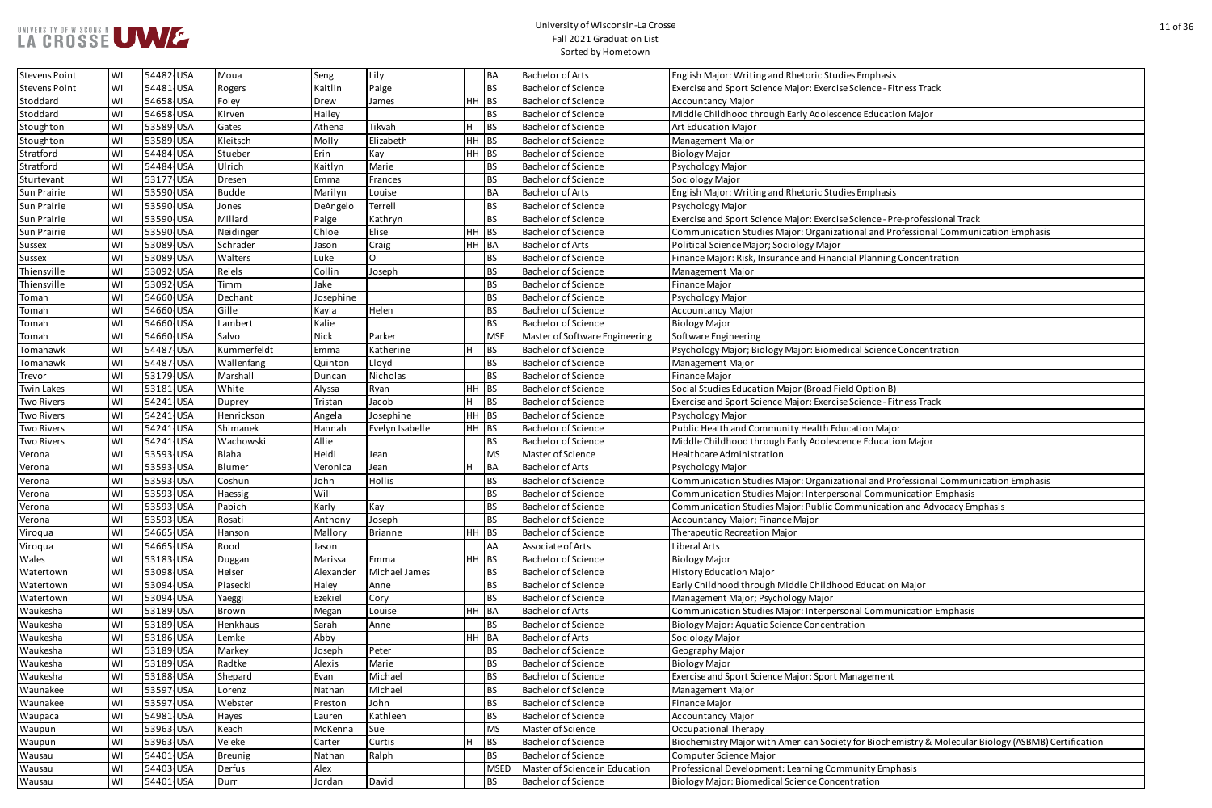University of Wisconsin-La Crosse
Fall 2021 Graduation List
Sorted by Hometown

| | | | | | | | | | | |
|---|---|---|---|---|---|---|---|---|---|---|
| Stevens Point | WI | 54482 | USA | Moua | Seng | Lily | | BA | Bachelor of Arts | English Major: Writing and Rhetoric Studies Emphasis |
| Stevens Point | WI | 54481 | USA | Rogers | Kaitlin | Paige | | BS | Bachelor of Science | Exercise and Sport Science Major: Exercise Science - Fitness Track |
| Stoddard | WI | 54658 | USA | Foley | Drew | James | HH | BS | Bachelor of Science | Accountancy Major |
| Stoddard | WI | 54658 | USA | Kirven | Hailey | | | BS | Bachelor of Science | Middle Childhood through Early Adolescence Education Major |
| Stoughton | WI | 53589 | USA | Gates | Athena | Tikvah | H | BS | Bachelor of Science | Art Education Major |
| Stoughton | WI | 53589 | USA | Kleitsch | Molly | Elizabeth | HH | BS | Bachelor of Science | Management Major |
| Stratford | WI | 54484 | USA | Stueber | Erin | Kay | HH | BS | Bachelor of Science | Biology Major |
| Stratford | WI | 54484 | USA | Ulrich | Kaitlyn | Marie | | BS | Bachelor of Science | Psychology Major |
| Sturtevant | WI | 53177 | USA | Dresen | Emma | Frances | | BS | Bachelor of Science | Sociology Major |
| Sun Prairie | WI | 53590 | USA | Budde | Marilyn | Louise | | BA | Bachelor of Arts | English Major: Writing and Rhetoric Studies Emphasis |
| Sun Prairie | WI | 53590 | USA | Jones | DeAngelo | Terrell | | BS | Bachelor of Science | Psychology Major |
| Sun Prairie | WI | 53590 | USA | Millard | Paige | Kathryn | | BS | Bachelor of Science | Exercise and Sport Science Major: Exercise Science - Pre-professional Track |
| Sun Prairie | WI | 53590 | USA | Neidinger | Chloe | Elise | HH | BS | Bachelor of Science | Communication Studies Major: Organizational and Professional Communication Emphasis |
| Sussex | WI | 53089 | USA | Schrader | Jason | Craig | HH | BA | Bachelor of Arts | Political Science Major; Sociology Major |
| Sussex | WI | 53089 | USA | Walters | Luke | O | | BS | Bachelor of Science | Finance Major: Risk, Insurance and Financial Planning Concentration |
| Thiensville | WI | 53092 | USA | Reiels | Collin | Joseph | | BS | Bachelor of Science | Management Major |
| Thiensville | WI | 53092 | USA | Timm | Jake | | | BS | Bachelor of Science | Finance Major |
| Tomah | WI | 54660 | USA | Dechant | Josephine | | | BS | Bachelor of Science | Psychology Major |
| Tomah | WI | 54660 | USA | Gille | Kayla | Helen | | BS | Bachelor of Science | Accountancy Major |
| Tomah | WI | 54660 | USA | Lambert | Kalie | | | BS | Bachelor of Science | Biology Major |
| Tomah | WI | 54660 | USA | Salvo | Nick | Parker | | MSE | Master of Software Engineering | Software Engineering |
| Tomahawk | WI | 54487 | USA | Kummerfeldt | Emma | Katherine | H | BS | Bachelor of Science | Psychology Major; Biology Major: Biomedical Science Concentration |
| Tomahawk | WI | 54487 | USA | Wallenfang | Quinton | Lloyd | | BS | Bachelor of Science | Management Major |
| Trevor | WI | 53179 | USA | Marshall | Duncan | Nicholas | | BS | Bachelor of Science | Finance Major |
| Twin Lakes | WI | 53181 | USA | White | Alyssa | Ryan | HH | BS | Bachelor of Science | Social Studies Education Major (Broad Field Option B) |
| Two Rivers | WI | 54241 | USA | Duprey | Tristan | Jacob | H | BS | Bachelor of Science | Exercise and Sport Science Major: Exercise Science - Fitness Track |
| Two Rivers | WI | 54241 | USA | Henrickson | Angela | Josephine | HH | BS | Bachelor of Science | Psychology Major |
| Two Rivers | WI | 54241 | USA | Shimanek | Hannah | Evelyn Isabelle | HH | BS | Bachelor of Science | Public Health and Community Health Education Major |
| Two Rivers | WI | 54241 | USA | Wachowski | Allie | | | BS | Bachelor of Science | Middle Childhood through Early Adolescence Education Major |
| Verona | WI | 53593 | USA | Blaha | Heidi | Jean | | MS | Master of Science | Healthcare Administration |
| Verona | WI | 53593 | USA | Blumer | Veronica | Jean | H | BA | Bachelor of Arts | Psychology Major |
| Verona | WI | 53593 | USA | Coshun | John | Hollis | | BS | Bachelor of Science | Communication Studies Major: Organizational and Professional Communication Emphasis |
| Verona | WI | 53593 | USA | Haessig | Will | | | BS | Bachelor of Science | Communication Studies Major: Interpersonal Communication Emphasis |
| Verona | WI | 53593 | USA | Pabich | Karly | Kay | | BS | Bachelor of Science | Communication Studies Major: Public Communication and Advocacy Emphasis |
| Verona | WI | 53593 | USA | Rosati | Anthony | Joseph | | BS | Bachelor of Science | Accountancy Major; Finance Major |
| Viroqua | WI | 54665 | USA | Hanson | Mallory | Brianne | HH | BS | Bachelor of Science | Therapeutic Recreation Major |
| Viroqua | WI | 54665 | USA | Rood | Jason | | | AA | Associate of Arts | Liberal Arts |
| Wales | WI | 53183 | USA | Duggan | Marissa | Emma | HH | BS | Bachelor of Science | Biology Major |
| Watertown | WI | 53098 | USA | Heiser | Alexander | Michael James | | BS | Bachelor of Science | History Education Major |
| Watertown | WI | 53094 | USA | Piasecki | Haley | Anne | | BS | Bachelor of Science | Early Childhood through Middle Childhood Education Major |
| Watertown | WI | 53094 | USA | Yaeggi | Ezekiel | Cory | | BS | Bachelor of Science | Management Major; Psychology Major |
| Waukesha | WI | 53189 | USA | Brown | Megan | Louise | HH | BA | Bachelor of Arts | Communication Studies Major: Interpersonal Communication Emphasis |
| Waukesha | WI | 53189 | USA | Henkhaus | Sarah | Anne | | BS | Bachelor of Science | Biology Major: Aquatic Science Concentration |
| Waukesha | WI | 53186 | USA | Lemke | Abby | | HH | BA | Bachelor of Arts | Sociology Major |
| Waukesha | WI | 53189 | USA | Markey | Joseph | Peter | | BS | Bachelor of Science | Geography Major |
| Waukesha | WI | 53189 | USA | Radtke | Alexis | Marie | | BS | Bachelor of Science | Biology Major |
| Waukesha | WI | 53188 | USA | Shepard | Evan | Michael | | BS | Bachelor of Science | Exercise and Sport Science Major: Sport Management |
| Waunakee | WI | 53597 | USA | Lorenz | Nathan | Michael | | BS | Bachelor of Science | Management Major |
| Waunakee | WI | 53597 | USA | Webster | Preston | John | | BS | Bachelor of Science | Finance Major |
| Waupaca | WI | 54981 | USA | Hayes | Lauren | Kathleen | | BS | Bachelor of Science | Accountancy Major |
| Waupun | WI | 53963 | USA | Keach | McKenna | Sue | | MS | Master of Science | Occupational Therapy |
| Waupun | WI | 53963 | USA | Veleke | Carter | Curtis | H | BS | Bachelor of Science | Biochemistry Major with American Society for Biochemistry & Molecular Biology (ASBMB) Certification |
| Wausau | WI | 54401 | USA | Breunig | Nathan | Ralph | | BS | Bachelor of Science | Computer Science Major |
| Wausau | WI | 54403 | USA | Derfus | Alex | | | MSED | Master of Science in Education | Professional Development: Learning Community Emphasis |
| Wausau | WI | 54401 | USA | Durr | Jordan | David | | BS | Bachelor of Science | Biology Major: Biomedical Science Concentration |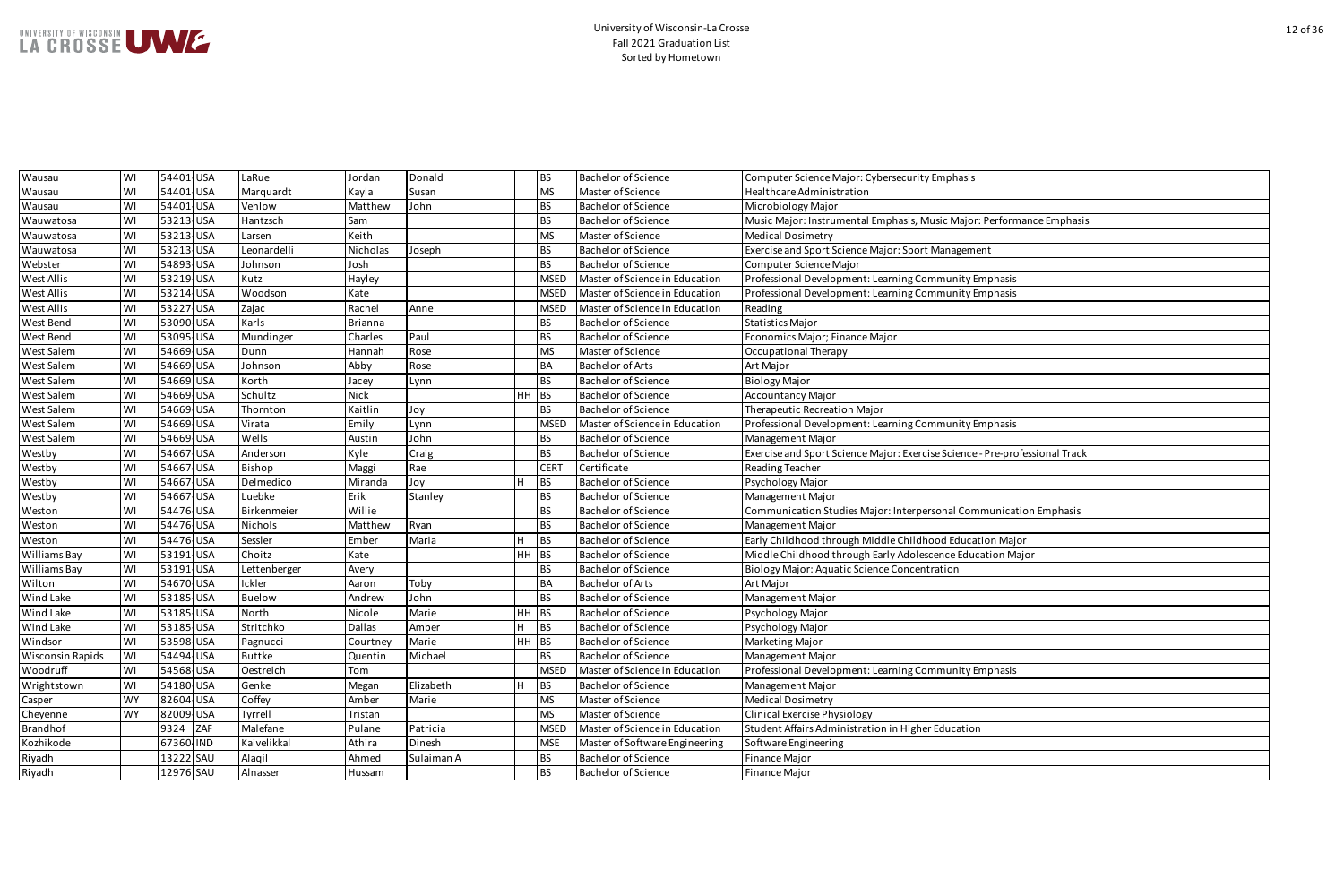University of Wisconsin-La Crosse
Fall 2021 Graduation List
Sorted by Hometown

| | | | | | | | | | | | |
|---|---|---|---|---|---|---|---|---|---|---|---|
| Wausau | WI | 54401 | USA | LaRue | Jordan | Donald | | BS | Bachelor of Science | Computer Science Major: Cybersecurity Emphasis |
| Wausau | WI | 54401 | USA | Marquardt | Kayla | Susan | | MS | Master of Science | Healthcare Administration |
| Wausau | WI | 54401 | USA | Vehlow | Matthew | John | | BS | Bachelor of Science | Microbiology Major |
| Wauwatosa | WI | 53213 | USA | Hantzsch | Sam | | | BS | Bachelor of Science | Music Major: Instrumental Emphasis, Music Major: Performance Emphasis |
| Wauwatosa | WI | 53213 | USA | Larsen | Keith | | | MS | Master of Science | Medical Dosimetry |
| Wauwatosa | WI | 53213 | USA | Leonardelli | Nicholas | Joseph | | BS | Bachelor of Science | Exercise and Sport Science Major: Sport Management |
| Webster | WI | 54893 | USA | Johnson | Josh | | | BS | Bachelor of Science | Computer Science Major |
| West Allis | WI | 53219 | USA | Kutz | Hayley | | | MSED | Master of Science in Education | Professional Development: Learning Community Emphasis |
| West Allis | WI | 53214 | USA | Woodson | Kate | | | MSED | Master of Science in Education | Professional Development: Learning Community Emphasis |
| West Allis | WI | 53227 | USA | Zajac | Rachel | Anne | | MSED | Master of Science in Education | Reading |
| West Bend | WI | 53090 | USA | Karls | Brianna | | | BS | Bachelor of Science | Statistics Major |
| West Bend | WI | 53095 | USA | Mundinger | Charles | Paul | | BS | Bachelor of Science | Economics Major; Finance Major |
| West Salem | WI | 54669 | USA | Dunn | Hannah | Rose | | MS | Master of Science | Occupational Therapy |
| West Salem | WI | 54669 | USA | Johnson | Abby | Rose | | BA | Bachelor of Arts | Art Major |
| West Salem | WI | 54669 | USA | Korth | Jacey | Lynn | | BS | Bachelor of Science | Biology Major |
| West Salem | WI | 54669 | USA | Schultz | Nick | | HH | BS | Bachelor of Science | Accountancy Major |
| West Salem | WI | 54669 | USA | Thornton | Kaitlin | Joy | | BS | Bachelor of Science | Therapeutic Recreation Major |
| West Salem | WI | 54669 | USA | Virata | Emily | Lynn | | MSED | Master of Science in Education | Professional Development: Learning Community Emphasis |
| West Salem | WI | 54669 | USA | Wells | Austin | John | | BS | Bachelor of Science | Management Major |
| Westby | WI | 54667 | USA | Anderson | Kyle | Craig | | BS | Bachelor of Science | Exercise and Sport Science Major: Exercise Science - Pre-professional Track |
| Westby | WI | 54667 | USA | Bishop | Maggi | Rae | | CERT | Certificate | Reading Teacher |
| Westby | WI | 54667 | USA | Delmedico | Miranda | Joy | H | BS | Bachelor of Science | Psychology Major |
| Westby | WI | 54667 | USA | Luebke | Erik | Stanley | | BS | Bachelor of Science | Management Major |
| Weston | WI | 54476 | USA | Birkenmeier | Willie | | | BS | Bachelor of Science | Communication Studies Major: Interpersonal Communication Emphasis |
| Weston | WI | 54476 | USA | Nichols | Matthew | Ryan | | BS | Bachelor of Science | Management Major |
| Weston | WI | 54476 | USA | Sessler | Ember | Maria | H | BS | Bachelor of Science | Early Childhood through Middle Childhood Education Major |
| Williams Bay | WI | 53191 | USA | Choitz | Kate | | HH | BS | Bachelor of Science | Middle Childhood through Early Adolescence Education Major |
| Williams Bay | WI | 53191 | USA | Lettenberger | Avery | | | BS | Bachelor of Science | Biology Major: Aquatic Science Concentration |
| Wilton | WI | 54670 | USA | Ickler | Aaron | Toby | | BA | Bachelor of Arts | Art Major |
| Wind Lake | WI | 53185 | USA | Buelow | Andrew | John | | BS | Bachelor of Science | Management Major |
| Wind Lake | WI | 53185 | USA | North | Nicole | Marie | HH | BS | Bachelor of Science | Psychology Major |
| Wind Lake | WI | 53185 | USA | Stritchko | Dallas | Amber | H | BS | Bachelor of Science | Psychology Major |
| Windsor | WI | 53598 | USA | Pagnucci | Courtney | Marie | HH | BS | Bachelor of Science | Marketing Major |
| Wisconsin Rapids | WI | 54494 | USA | Buttke | Quentin | Michael | | BS | Bachelor of Science | Management Major |
| Woodruff | WI | 54568 | USA | Oestreich | Tom | | | MSED | Master of Science in Education | Professional Development: Learning Community Emphasis |
| Wrightstown | WI | 54180 | USA | Genke | Megan | Elizabeth | H | BS | Bachelor of Science | Management Major |
| Casper | WY | 82604 | USA | Coffey | Amber | Marie | | MS | Master of Science | Medical Dosimetry |
| Cheyenne | WY | 82009 | USA | Tyrrell | Tristan | | | MS | Master of Science | Clinical Exercise Physiology |
| Brandhof | | 9324 | ZAF | Malefane | Pulane | Patricia | | MSED | Master of Science in Education | Student Affairs Administration in Higher Education |
| Kozhikode | | 67360 | IND | Kaivelikkal | Athira | Dinesh | | MSE | Master of Software Engineering | Software Engineering |
| Riyadh | | 13222 | SAU | Alaqil | Ahmed | Sulaiman A | | BS | Bachelor of Science | Finance Major |
| Riyadh | | 12976 | SAU | Alnasser | Hussam | | | BS | Bachelor of Science | Finance Major |